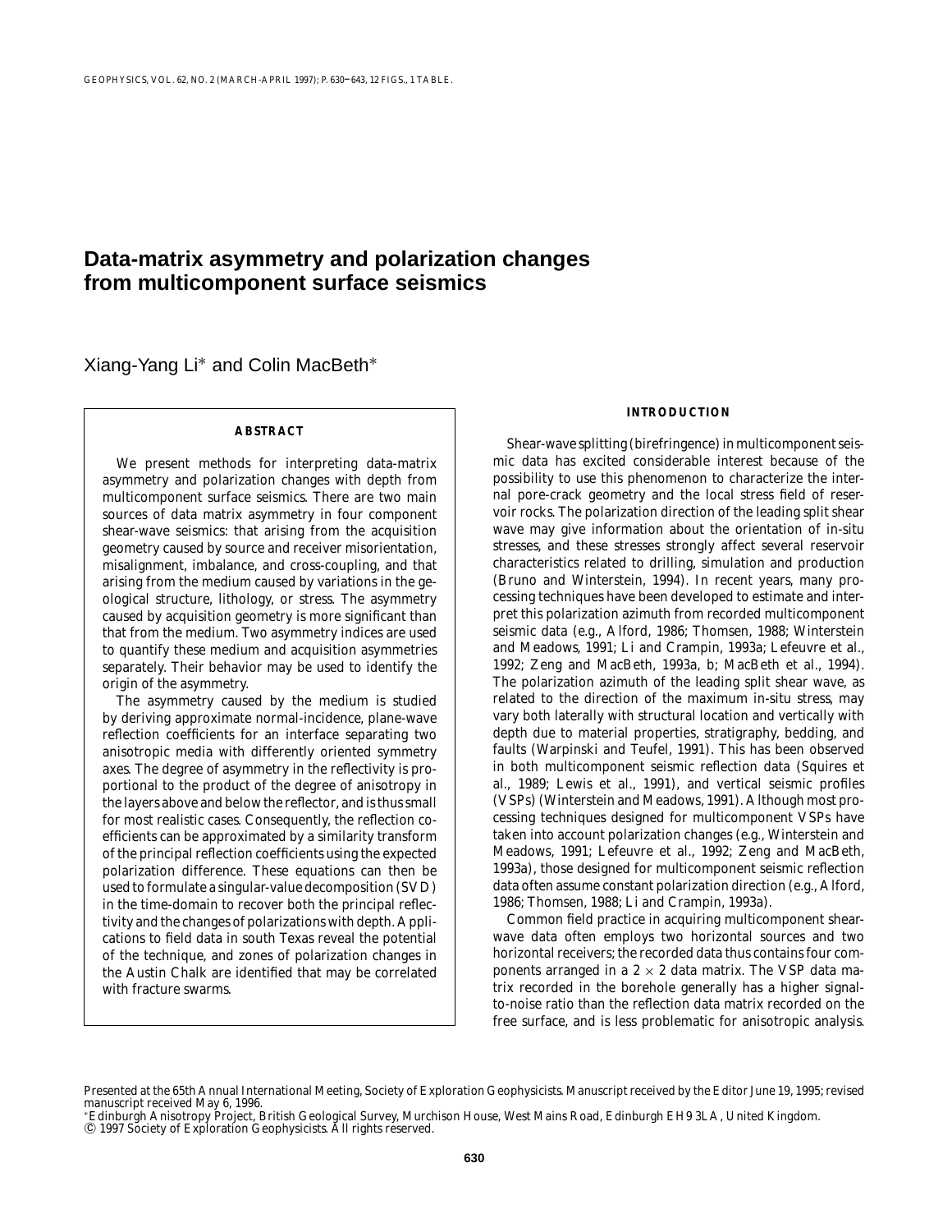# Data-matrix asymmetry and polarization changes from multicomponent surface seismics

Xiang-Yang Li* and Colin MacBeth*

## ABSTRACT

We present methods for interpreting data-matrix asymmetry and polarization changes with depth from multicomponent surface seismics. There are two main sources of data matrix asymmetry in four component shear-wave seismics: that arising from the acquisition geometry caused by source and receiver misorientation, misalignment, imbalance, and cross-coupling, and that arising from the medium caused by variations in the geological structure, lithology, or stress. The asymmetry caused by acquisition geometry is more significant than that from the medium. Two asymmetry indices are used to quantify these medium and acquisition asymmetries separately. Their behavior may be used to identify the origin of the asymmetry.

The asymmetry caused by the medium is studied by deriving approximate normal-incidence, plane-wave reflection coefficients for an interface separating two anisotropic media with differently oriented symmetry axes. The degree of asymmetry in the reflectivity is proportional to the product of the degree of anisotropy in the layers above and below the reflector, and is thus small for most realistic cases. Consequently, the reflection coefficients can be approximated by a similarity transform of the principal reflection coefficients using the expected polarization difference. These equations can then be used to formulate a singular-value decomposition (SVD) in the time-domain to recover both the principal reflectivity and the changes of polarizations with depth. Applications to field data in south Texas reveal the potential of the technique, and zones of polarization changes in the Austin Chalk are identified that may be correlated with fracture swarms.

## INTRODUCTION

Shear-wave splitting (birefringence) in multicomponent seismic data has excited considerable interest because of the possibility to use this phenomenon to characterize the internal pore-crack geometry and the local stress field of reservoir rocks. The polarization direction of the leading split shear wave may give information about the orientation of in-situ stresses, and these stresses strongly affect several reservoir characteristics related to drilling, simulation and production (Bruno and Winterstein, 1994). In recent years, many processing techniques have been developed to estimate and interpret this polarization azimuth from recorded multicomponent seismic data (e.g., Alford, 1986; Thomsen, 1988; Winterstein and Meadows, 1991; Li and Crampin, 1993a; Lefeuvre et al., 1992; Zeng and MacBeth, 1993a, b; MacBeth et al., 1994). The polarization azimuth of the leading split shear wave, as related to the direction of the maximum in-situ stress, may vary both laterally with structural location and vertically with depth due to material properties, stratigraphy, bedding, and faults (Warpinski and Teufel, 1991). This has been observed in both multicomponent seismic reflection data (Squires et al., 1989; Lewis et al., 1991), and vertical seismic profiles (VSPs) (Winterstein and Meadows, 1991). Although most processing techniques designed for multicomponent VSPs have taken into account polarization changes (e.g., Winterstein and Meadows, 1991; Lefeuvre et al., 1992; Zeng and MacBeth, 1993a), those designed for multicomponent seismic reflection data often assume constant polarization direction (e.g., Alford, 1986; Thomsen, 1988; Li and Crampin, 1993a).

Common field practice in acquiring multicomponent shear-wave data often employs two horizontal sources and two horizontal receivers; the recorded data thus contains four components arranged in a $2 \times 2$ data matrix. The VSP data matrix recorded in the borehole generally has a higher signal-to-noise ratio than the reflection data matrix recorded on the free surface, and is less problematic for anisotropic analysis.

Presented at the 65th Annual International Meeting, Society of Exploration Geophysicists. Manuscript received by the Editor June 19, 1995; revised manuscript received May 6, 1996.
*Edinburgh Anisotropy Project, British Geological Survey, Murchison House, West Mains Road, Edinburgh EH9 3LA, United Kingdom.
© 1997 Society of Exploration Geophysicists. All rights reserved.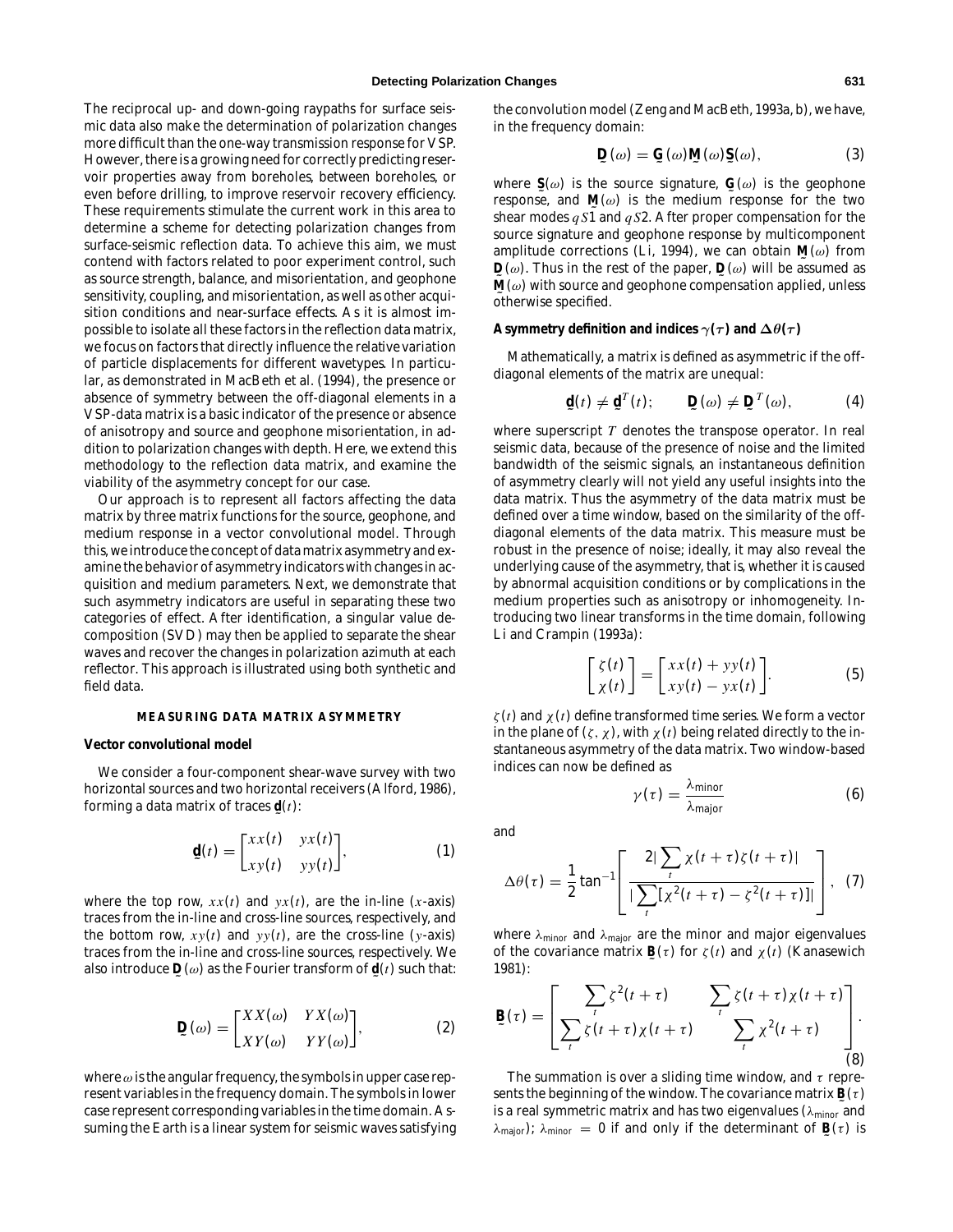The reciprocal up- and down-going raypaths for surface seismic data also make the determination of polarization changes more difficult than the one-way transmission response for VSP. However, there is a growing need for correctly predicting reservoir properties away from boreholes, between boreholes, or even before drilling, to improve reservoir recovery efficiency. These requirements stimulate the current work in this area to determine a scheme for detecting polarization changes from surface-seismic reflection data. To achieve this aim, we must contend with factors related to poor experiment control, such as source strength, balance, and misorientation, and geophone sensitivity, coupling, and misorientation, as well as other acquisition conditions and near-surface effects. As it is almost impossible to isolate all these factors in the reflection data matrix, we focus on factors that directly influence the relative variation of particle displacements for different wavetypes. In particular, as demonstrated in MacBeth et al. (1994), the presence or absence of symmetry between the off-diagonal elements in a VSP-data matrix is a basic indicator of the presence or absence of anisotropy and source and geophone misorientation, in addition to polarization changes with depth. Here, we extend this methodology to the reflection data matrix, and examine the viability of the asymmetry concept for our case.

Our approach is to represent all factors affecting the data matrix by three matrix functions for the source, geophone, and medium response in a vector convolutional model. Through this, we introduce the concept of data matrix asymmetry and examine the behavior of asymmetry indicators with changes in acquisition and medium parameters. Next, we demonstrate that such asymmetry indicators are useful in separating these two categories of effect. After identification, a singular value decomposition (SVD) may then be applied to separate the shear waves and recover the changes in polarization azimuth at each reflector. This approach is illustrated using both synthetic and field data.

## MEASURING DATA MATRIX ASYMMETRY

### Vector convolutional model

We consider a four-component shear-wave survey with two horizontal sources and two horizontal receivers (Alford, 1986), forming a data matrix of traces $\underset{\sim}{\mathbf{d}}(t)$:

$$\underset{\sim}{\mathbf{d}}(t) = \begin{bmatrix} xx(t) & yx(t) \\ xy(t) & yy(t) \end{bmatrix}, \tag{1}$$

where the top row, $xx(t)$ and $yx(t)$, are the in-line ($x$-axis) traces from the in-line and cross-line sources, respectively, and the bottom row, $xy(t)$ and $yy(t)$, are the cross-line ($y$-axis) traces from the in-line and cross-line sources, respectively. We also introduce $\underset{\sim}{\mathbf{D}}(\omega)$ as the Fourier transform of $\underset{\sim}{\mathbf{d}}(t)$ such that:

$$\underset{\sim}{\mathbf{D}}(\omega) = \begin{bmatrix} XX(\omega) & YX(\omega) \\ XY(\omega) & YY(\omega) \end{bmatrix}, \tag{2}$$

where $\omega$ is the angular frequency, the symbols in upper case represent variables in the frequency domain. The symbols in lower case represent corresponding variables in the time domain. Assuming the Earth is a linear system for seismic waves satisfying the convolution model (Zeng and MacBeth, 1993a, b), we have, in the frequency domain:

$$\underset{\sim}{\mathbf{D}}(\omega) = \underset{\sim}{\mathbf{G}}(\omega)\underset{\sim}{\mathbf{M}}(\omega)\underset{\sim}{\mathbf{S}}(\omega), \tag{3}$$

where $\underset{\sim}{\mathbf{S}}(\omega)$ is the source signature, $\underset{\sim}{\mathbf{G}}(\omega)$ is the geophone response, and $\underset{\sim}{\mathbf{M}}(\omega)$ is the medium response for the two shear modes $qS1$ and $qS2$. After proper compensation for the source signature and geophone response by multicomponent amplitude corrections (Li, 1994), we can obtain $\underset{\sim}{\mathbf{M}}(\omega)$ from $\underset{\sim}{\mathbf{D}}(\omega)$. Thus in the rest of the paper, $\underset{\sim}{\mathbf{D}}(\omega)$ will be assumed as $\underset{\sim}{\mathbf{M}}(\omega)$ with source and geophone compensation applied, unless otherwise specified.

### Asymmetry definition and indices $\gamma(\tau)$ and $\Delta\theta(\tau)$

Mathematically, a matrix is defined as asymmetric if the off-diagonal elements of the matrix are unequal:

$$\underset{\sim}{\mathbf{d}}(t) \neq \underset{\sim}{\mathbf{d}}^T(t); \qquad \underset{\sim}{\mathbf{D}}(\omega) \neq \underset{\sim}{\mathbf{D}}^T(\omega), \tag{4}$$

where superscript $T$ denotes the transpose operator. In real seismic data, because of the presence of noise and the limited bandwidth of the seismic signals, an instantaneous definition of asymmetry clearly will not yield any useful insights into the data matrix. Thus the asymmetry of the data matrix must be defined over a time window, based on the similarity of the off-diagonal elements of the data matrix. This measure must be robust in the presence of noise; ideally, it may also reveal the underlying cause of the asymmetry, that is, whether it is caused by abnormal acquisition conditions or by complications in the medium properties such as anisotropy or inhomogeneity. Introducing two linear transforms in the time domain, following Li and Crampin (1993a):

$$\begin{bmatrix} \zeta(t) \\ \chi(t) \end{bmatrix} = \begin{bmatrix} xx(t) + yy(t) \\ xy(t) - yx(t) \end{bmatrix}. \tag{5}$$

$\zeta(t)$ and $\chi(t)$ define transformed time series. We form a vector in the plane of $(\zeta, \chi)$, with $\chi(t)$ being related directly to the instantaneous asymmetry of the data matrix. Two window-based indices can now be defined as

$$\gamma(\tau) = \frac{\lambda_{\text{minor}}}{\lambda_{\text{major}}} \tag{6}$$

and

$$\Delta\theta(\tau) = \frac{1}{2}\tan^{-1}\left[\frac{2\left|\sum_t \chi(t+\tau)\zeta(t+\tau)\right|}{\left|\sum_t [\chi^2(t+\tau) - \zeta^2(t+\tau)]\right|}\right], \tag{7}$$

where $\lambda_{\text{minor}}$ and $\lambda_{\text{major}}$ are the minor and major eigenvalues of the covariance matrix $\underset{\sim}{\mathbf{B}}(\tau)$ for $\zeta(t)$ and $\chi(t)$ (Kanasewich 1981):

$$\underset{\sim}{\mathbf{B}}(\tau) = \begin{bmatrix} \sum_t \zeta^2(t+\tau) & \sum_t \zeta(t+\tau)\chi(t+\tau) \\ \sum_t \zeta(t+\tau)\chi(t+\tau) & \sum_t \chi^2(t+\tau) \end{bmatrix}. \tag{8}$$

The summation is over a sliding time window, and $\tau$ represents the beginning of the window. The covariance matrix $\underset{\sim}{\mathbf{B}}(\tau)$ is a real symmetric matrix and has two eigenvalues ($\lambda_{\text{minor}}$ and $\lambda_{\text{major}}$); $\lambda_{\text{minor}} = 0$ if and only if the determinant of $\underset{\sim}{\mathbf{B}}(\tau)$ is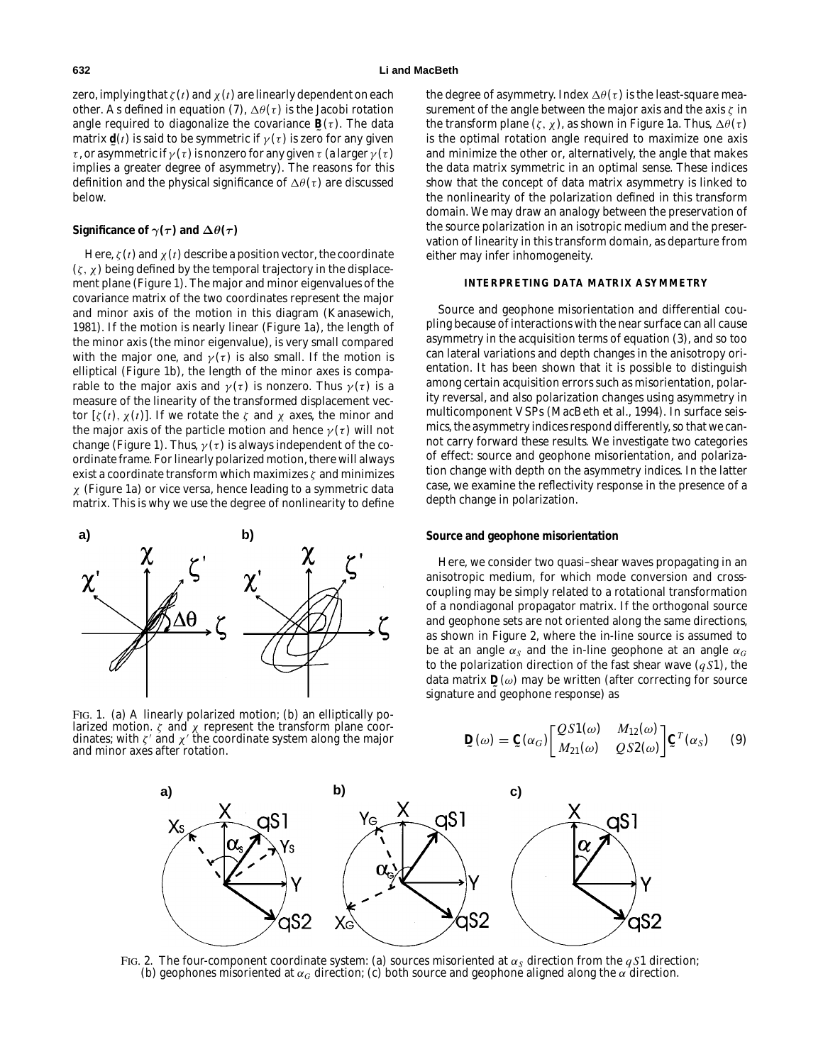zero, implying that $\zeta(t)$ and $\chi(t)$ are linearly dependent on each other. As defined in equation (7), $\Delta\theta(\tau)$ is the Jacobi rotation angle required to diagonalize the covariance $\underset{\sim}{\mathbf{B}}(\tau)$. The data matrix $\underset{\sim}{\mathbf{d}}(t)$ is said to be symmetric if $\gamma(\tau)$ is zero for any given $\tau$, or asymmetric if $\gamma(\tau)$ is nonzero for any given $\tau$ (a larger $\gamma(\tau)$ implies a greater degree of asymmetry). The reasons for this definition and the physical significance of $\Delta\theta(\tau)$ are discussed below.

### Significance of $\gamma(\tau)$ and $\Delta\theta(\tau)$

Here, $\zeta(t)$ and $\chi(t)$ describe a position vector, the coordinate $(\zeta, \chi)$ being defined by the temporal trajectory in the displacement plane (Figure 1). The major and minor eigenvalues of the covariance matrix of the two coordinates represent the major and minor axis of the motion in this diagram (Kanasewich, 1981). If the motion is nearly linear (Figure 1a), the length of the minor axis (the minor eigenvalue), is very small compared with the major one, and $\gamma(\tau)$ is also small. If the motion is elliptical (Figure 1b), the length of the minor axes is comparable to the major axis and $\gamma(\tau)$ is nonzero. Thus $\gamma(\tau)$ is a measure of the linearity of the transformed displacement vector $[\zeta(t), \chi(t)]$. If we rotate the $\zeta$ and $\chi$ axes, the minor and the major axis of the particle motion and hence $\gamma(\tau)$ will not change (Figure 1). Thus, $\gamma(\tau)$ is always independent of the coordinate frame. For linearly polarized motion, there will always exist a coordinate transform which maximizes $\zeta$ and minimizes $\chi$ (Figure 1a) or vice versa, hence leading to a symmetric data matrix. This is why we use the degree of nonlinearity to define the degree of asymmetry. Index $\Delta\theta(\tau)$ is the least-square measurement of the angle between the major axis and the axis $\zeta$ in the transform plane $(\zeta, \chi)$, as shown in Figure 1a. Thus, $\Delta\theta(\tau)$ is the optimal rotation angle required to maximize one axis and minimize the other or, alternatively, the angle that makes the data matrix symmetric in an optimal sense. These indices show that the concept of data matrix asymmetry is linked to the nonlinearity of the polarization defined in this transform domain. We may draw an analogy between the preservation of the source polarization in an isotropic medium and the preservation of linearity in this transform domain, as departure from either may infer inhomogeneity.

FIG. 1. (a) A linearly polarized motion; (b) an elliptically polarized motion. $\zeta$ and $\chi$ represent the transform plane coordinates; with $\zeta'$ and $\chi'$ the coordinate system along the major and minor axes after rotation.

## INTERPRETING DATA MATRIX ASYMMETRY

Source and geophone misorientation and differential coupling because of interactions with the near surface can all cause asymmetry in the acquisition terms of equation (3), and so too can lateral variations and depth changes in the anisotropy orientation. It has been shown that it is possible to distinguish among certain acquisition errors such as misorientation, polarity reversal, and also polarization changes using asymmetry in multicomponent VSPs (MacBeth et al., 1994). In surface seismics, the asymmetry indices respond differently, so that we cannot carry forward these results. We investigate two categories of effect: source and geophone misorientation, and polarization change with depth on the asymmetry indices. In the latter case, we examine the reflectivity response in the presence of a depth change in polarization.

### Source and geophone misorientation

Here, we consider two quasi-shear waves propagating in an anisotropic medium, for which mode conversion and cross-coupling may be simply related to a rotational transformation of a nondiagonal propagator matrix. If the orthogonal source and geophone sets are not oriented along the same directions, as shown in Figure 2, where the in-line source is assumed to be at an angle $\alpha_S$ and the in-line geophone at an angle $\alpha_G$ to the polarization direction of the fast shear wave ($qS1$), the data matrix $\underset{\sim}{\mathbf{D}}(\omega)$ may be written (after correcting for source signature and geophone response) as

$$\underset{\sim}{\mathbf{D}}(\omega) = \underset{\sim}{\mathbf{C}}(\alpha_G)\begin{bmatrix} QS1(\omega) & M_{12}(\omega) \\ M_{21}(\omega) & QS2(\omega) \end{bmatrix}\underset{\sim}{\mathbf{C}}^T(\alpha_S) \quad (9)$$

FIG. 2. The four-component coordinate system: (a) sources misoriented at $\alpha_S$ direction from the $qS1$ direction; (b) geophones misoriented at $\alpha_G$ direction; (c) both source and geophone aligned along the $\alpha$ direction.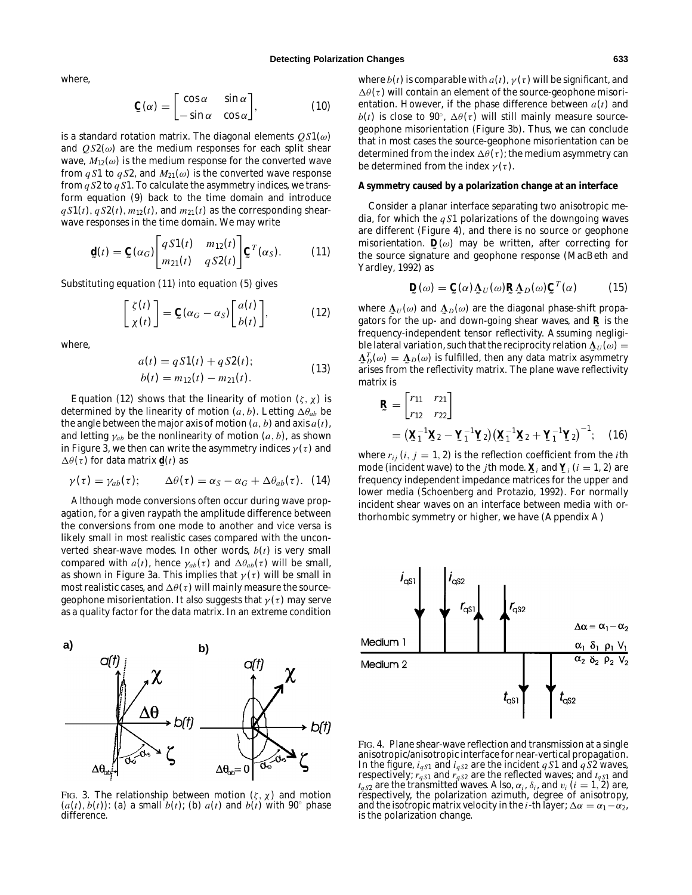where,

$$\underset{\sim}{\mathbf{C}}(\alpha) = \begin{bmatrix} \cos\alpha & \sin\alpha \\ -\sin\alpha & \cos\alpha \end{bmatrix}, \tag{10}$$

is a standard rotation matrix. The diagonal elements $QS1(\omega)$ and $QS2(\omega)$ are the medium responses for each split shear wave, $M_{12}(\omega)$ is the medium response for the converted wave from $qS1$ to $qS2$, and $M_{21}(\omega)$ is the converted wave response from $qS2$ to $qS1$. To calculate the asymmetry indices, we transform equation (9) back to the time domain and introduce $qS1(t)$, $qS2(t)$, $m_{12}(t)$, and $m_{21}(t)$ as the corresponding shear-wave responses in the time domain. We may write

$$\underset{\sim}{\mathbf{d}}(t) = \underset{\sim}{\mathbf{C}}(\alpha_G)\begin{bmatrix} qS1(t) & m_{12}(t) \\ m_{21}(t) & qS2(t) \end{bmatrix}\underset{\sim}{\mathbf{C}}^T(\alpha_S). \tag{11}$$

Substituting equation (11) into equation (5) gives

$$\begin{bmatrix} \zeta(t) \\ \chi(t) \end{bmatrix} = \underset{\sim}{\mathbf{C}}(\alpha_G - \alpha_S)\begin{bmatrix} a(t) \\ b(t) \end{bmatrix}, \tag{12}$$

where,

$$\begin{aligned} a(t) &= qS1(t) + qS2(t); \\ b(t) &= m_{12}(t) - m_{21}(t). \end{aligned} \tag{13}$$

Equation (12) shows that the linearity of motion $(\zeta, \chi)$ is determined by the linearity of motion $(a, b)$. Letting $\Delta\theta_{ab}$ be the angle between the major axis of motion $(a, b)$ and axis $a(t)$, and letting $\gamma_{ab}$ be the nonlinearity of motion $(a, b)$, as shown in Figure 3, we then can write the asymmetry indices $\gamma(\tau)$ and $\Delta\theta(\tau)$ for data matrix $\underset{\sim}{\mathbf{d}}(t)$ as

$$\gamma(\tau) = \gamma_{ab}(\tau); \qquad \Delta\theta(\tau) = \alpha_S - \alpha_G + \Delta\theta_{ab}(\tau). \tag{14}$$

Although mode conversions often occur during wave propagation, for a given raypath the amplitude difference between the conversions from one mode to another and vice versa is likely small in most realistic cases compared with the unconverted shear-wave modes. In other words, $b(t)$ is very small compared with $a(t)$, hence $\gamma_{ab}(\tau)$ and $\Delta\theta_{ab}(\tau)$ will be small, as shown in Figure 3a. This implies that $\gamma(\tau)$ will be small in most realistic cases, and $\Delta\theta(\tau)$ will mainly measure the source-geophone misorientation. It also suggests that $\gamma(\tau)$ may serve as a quality factor for the data matrix. In an extreme condition where $b(t)$ is comparable with $a(t)$, $\gamma(\tau)$ will be significant, and $\Delta\theta(\tau)$ will contain an element of the source-geophone misorientation. However, if the phase difference between $a(t)$ and $b(t)$ is close to 90°, $\Delta\theta(\tau)$ will still mainly measure source-geophone misorientation (Figure 3b). Thus, we can conclude that in most cases the source-geophone misorientation can be determined from the index $\Delta\theta(\tau)$; the medium asymmetry can be determined from the index $\gamma(\tau)$.

FIG. 3. The relationship between motion $(\zeta, \chi)$ and motion $(a(t), b(t))$: (a) a small $b(t)$; (b) $a(t)$ and $b(t)$ with 90° phase difference.

### Asymmetry caused by a polarization change at an interface

Consider a planar interface separating two anisotropic media, for which the $qS1$ polarizations of the downgoing waves are different (Figure 4), and there is no source or geophone misorientation. $\underset{\sim}{\mathbf{D}}(\omega)$ may be written, after correcting for the source signature and geophone response (MacBeth and Yardley, 1992) as

$$\underset{\sim}{\mathbf{D}}(\omega) = \underset{\sim}{\mathbf{C}}(\alpha)\underset{\sim}{\mathbf{\Lambda}}_U(\omega)\underset{\sim}{\mathbf{R}}\,\underset{\sim}{\mathbf{\Lambda}}_D(\omega)\underset{\sim}{\mathbf{C}}^T(\alpha) \tag{15}$$

where $\underset{\sim}{\mathbf{\Lambda}}_U(\omega)$ and $\underset{\sim}{\mathbf{\Lambda}}_D(\omega)$ are the diagonal phase-shift propagators for the up- and down-going shear waves, and $\underset{\sim}{\mathbf{R}}$ is the frequency-independent tensor reflectivity. Assuming negligible lateral variation, such that the reciprocity relation $\underset{\sim}{\mathbf{\Lambda}}_U(\omega) = \underset{\sim}{\mathbf{\Lambda}}_D^T(\omega) = \underset{\sim}{\mathbf{\Lambda}}_D(\omega)$ is fulfilled, then any data matrix asymmetry arises from the reflectivity matrix. The plane wave reflectivity matrix is

$$\begin{aligned} \underset{\sim}{\mathbf{R}} &= \begin{bmatrix} r_{11} & r_{21} \\ r_{12} & r_{22} \end{bmatrix} \\ &= \left(\underset{\sim}{\mathbf{X}}_1^{-1}\underset{\sim}{\mathbf{X}}_2 - \underset{\sim}{\mathbf{Y}}_1^{-1}\underset{\sim}{\mathbf{Y}}_2\right)\left(\underset{\sim}{\mathbf{X}}_1^{-1}\underset{\sim}{\mathbf{X}}_2 + \underset{\sim}{\mathbf{Y}}_1^{-1}\underset{\sim}{\mathbf{Y}}_2\right)^{-1}; \end{aligned} \tag{16}$$

where $r_{ij}$ $(i, j = 1, 2)$ is the reflection coefficient from the $i$th mode (incident wave) to the $j$th mode. $\underset{\sim}{\mathbf{X}}_i$ and $\underset{\sim}{\mathbf{Y}}_i$ $(i = 1, 2)$ are frequency independent impedance matrices for the upper and lower media (Schoenberg and Protazio, 1992). For normally incident shear waves on an interface between media with orthorhombic symmetry or higher, we have (Appendix A)

FIG. 4. Plane shear-wave reflection and transmission at a single anisotropic/anisotropic interface for near-vertical propagation. In the figure, $i_{qS1}$ and $i_{qS2}$ are the incident $qS1$ and $qS2$ waves, respectively; $r_{qS1}$ and $r_{qS2}$ are the reflected waves; and $t_{qS1}$ and $t_{qS2}$ are the transmitted waves. Also, $\alpha_i$, $\delta_i$, and $v_i$ $(i = 1, 2)$ are, respectively, the polarization azimuth, degree of anisotropy, and the isotropic matrix velocity in the $i$-th layer; $\Delta\alpha = \alpha_1 - \alpha_2$, is the polarization change.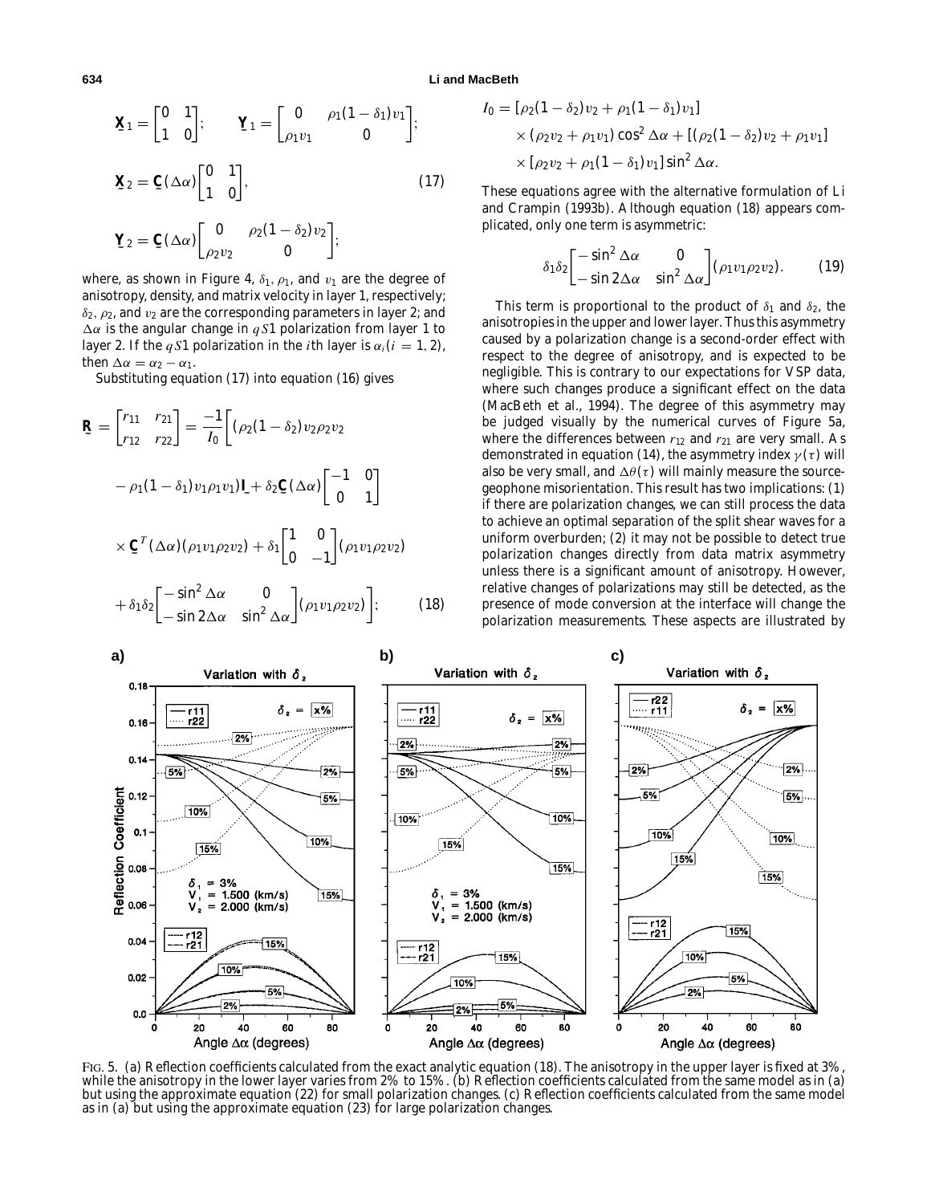$$\underset{\sim}{\mathbf{X}}_1 = \begin{bmatrix} 0 & 1 \\ 1 & 0 \end{bmatrix}; \qquad \underset{\sim}{\mathbf{Y}}_1 = \begin{bmatrix} 0 & \rho_1(1-\delta_1)v_1 \\ \rho_1 v_1 & 0 \end{bmatrix};$$

$$\underset{\sim}{\mathbf{X}}_2 = \underset{\sim}{\mathbf{C}}(\Delta\alpha)\begin{bmatrix} 0 & 1 \\ 1 & 0 \end{bmatrix}, \tag{17}$$

$$\underset{\sim}{\mathbf{Y}}_2 = \underset{\sim}{\mathbf{C}}(\Delta\alpha)\begin{bmatrix} 0 & \rho_2(1-\delta_2)v_2 \\ \rho_2 v_2 & 0 \end{bmatrix};$$

where, as shown in Figure 4, $\delta_1$, $\rho_1$, and $v_1$ are the degree of anisotropy, density, and matrix velocity in layer 1, respectively; $\delta_2$, $\rho_2$, and $v_2$ are the corresponding parameters in layer 2; and $\Delta\alpha$ is the angular change in $qS1$ polarization from layer 1 to layer 2. If the $qS1$ polarization in the $i$th layer is $\alpha_i (i = 1, 2)$, then $\Delta\alpha = \alpha_2 - \alpha_1$.

Substituting equation (17) into equation (16) gives

$$\begin{aligned}
\underset{\sim}{\mathbf{R}} = \begin{bmatrix} r_{11} & r_{21} \\ r_{12} & r_{22} \end{bmatrix} = \frac{-1}{I_0}\bigg[&(\rho_2(1-\delta_2)v_2\rho_2 v_2 \\
&- \rho_1(1-\delta_1)v_1\rho_1 v_1)\underset{\sim}{\mathbf{I}} + \delta_2 \underset{\sim}{\mathbf{C}}(\Delta\alpha)\begin{bmatrix} -1 & 0 \\ 0 & 1 \end{bmatrix} \\
&\times \underset{\sim}{\mathbf{C}}^T(\Delta\alpha)(\rho_1 v_1 \rho_2 v_2) + \delta_1 \begin{bmatrix} 1 & 0 \\ 0 & -1 \end{bmatrix}(\rho_1 v_1 \rho_2 v_2) \\
&+ \delta_1\delta_2 \begin{bmatrix} -\sin^2\Delta\alpha & 0 \\ -\sin 2\Delta\alpha & \sin^2\Delta\alpha \end{bmatrix}(\rho_1 v_1 \rho_2 v_2)\bigg];
\end{aligned} \tag{18}$$

$$\begin{aligned}
I_0 = &[\rho_2(1-\delta_2)v_2 + \rho_1(1-\delta_1)v_1] \\
&\times (\rho_2 v_2 + \rho_1 v_1)\cos^2\Delta\alpha + [(\rho_2(1-\delta_2)v_2 + \rho_1 v_1] \\
&\times [\rho_2 v_2 + \rho_1(1-\delta_1)v_1]\sin^2\Delta\alpha.
\end{aligned}$$

These equations agree with the alternative formulation of Li and Crampin (1993b). Although equation (18) appears complicated, only one term is asymmetric:

$$\delta_1\delta_2 \begin{bmatrix} -\sin^2\Delta\alpha & 0 \\ -\sin 2\Delta\alpha & \sin^2\Delta\alpha \end{bmatrix}(\rho_1 v_1 \rho_2 v_2). \tag{19}$$

This term is proportional to the product of $\delta_1$ and $\delta_2$, the anisotropies in the upper and lower layer. Thus this asymmetry caused by a polarization change is a second-order effect with respect to the degree of anisotropy, and is expected to be negligible. This is contrary to our expectations for VSP data, where such changes produce a significant effect on the data (MacBeth et al., 1994). The degree of this asymmetry may be judged visually by the numerical curves of Figure 5a, where the differences between $r_{12}$ and $r_{21}$ are very small. As demonstrated in equation (14), the asymmetry index $\gamma(\tau)$ will also be very small, and $\Delta\theta(\tau)$ will mainly measure the source-geophone misorientation. This result has two implications: (1) if there are polarization changes, we can still process the data to achieve an optimal separation of the split shear waves for a uniform overburden; (2) it may not be possible to detect true polarization changes directly from data matrix asymmetry unless there is a significant amount of anisotropy. However, relative changes of polarizations may still be detected, as the presence of mode conversion at the interface will change the polarization measurements. These aspects are illustrated by

FIG. 5. (a) Reflection coefficients calculated from the exact analytic equation (18). The anisotropy in the upper layer is fixed at 3%, while the anisotropy in the lower layer varies from 2% to 15%. (b) Reflection coefficients calculated from the same model as in (a) but using the approximate equation (22) for small polarization changes. (c) Reflection coefficients calculated from the same model as in (a) but using the approximate equation (23) for large polarization changes.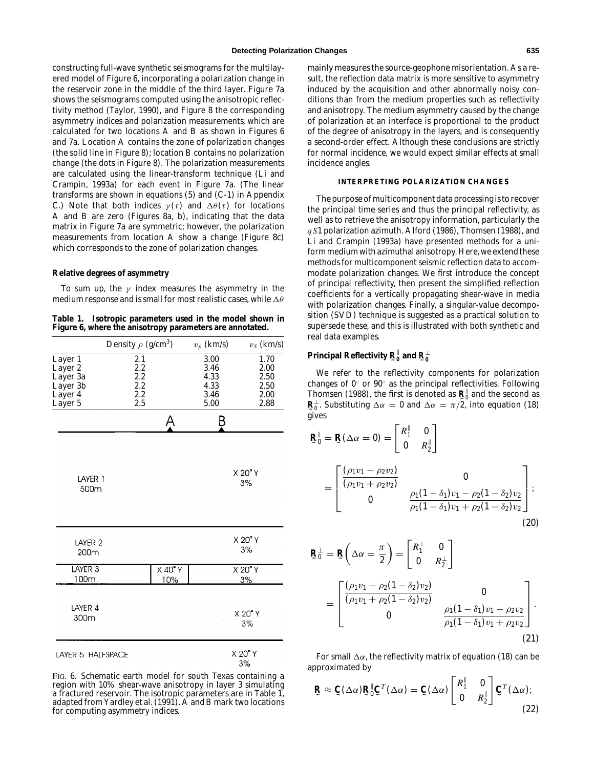constructing full-wave synthetic seismograms for the multilayered model of Figure 6, incorporating a polarization change in the reservoir zone in the middle of the third layer. Figure 7a shows the seismograms computed using the anisotropic reflectivity method (Taylor, 1990), and Figure 8 the corresponding asymmetry indices and polarization measurements, which are calculated for two locations A and B as shown in Figures 6 and 7a. Location A contains the zone of polarization changes (the solid line in Figure 8); location B contains no polarization change (the dots in Figure 8). The polarization measurements are calculated using the linear-transform technique (Li and Crampin, 1993a) for each event in Figure 7a. (The linear transforms are shown in equations (5) and (C-1) in Appendix C.) Note that both indices $\gamma(\tau)$ and $\Delta\theta(\tau)$ for locations A and B are zero (Figures 8a, b), indicating that the data matrix in Figure 7a are symmetric; however, the polarization measurements from location A show a change (Figure 8c) which corresponds to the zone of polarization changes.

### Relative degrees of asymmetry

To sum up, the $\gamma$ index measures the asymmetry in the medium response and is small for most realistic cases, while $\Delta\theta$ mainly measures the source-geophone misorientation. As a result, the reflection data matrix is more sensitive to asymmetry induced by the acquisition and other abnormally noisy conditions than from the medium properties such as reflectivity and anisotropy. The medium asymmetry caused by the change of polarization at an interface is proportional to the product of the degree of anisotropy in the layers, and is consequently a second-order effect. Although these conclusions are strictly for normal incidence, we would expect similar effects at small incidence angles.

**Table 1. Isotropic parameters used in the model shown in Figure 6, where the anisotropy parameters are annotated.**

| | Density $\rho$ (g/cm$^3$) | $v_p$ (km/s) | $v_S$ (km/s) |
|---|---|---|---|
| Layer 1 | 2.1 | 3.00 | 1.70 |
| Layer 2 | 2.2 | 3.46 | 2.00 |
| Layer 3a | 2.2 | 4.33 | 2.50 |
| Layer 3b | 2.2 | 4.33 | 2.50 |
| Layer 4 | 2.2 | 3.46 | 2.00 |
| Layer 5 | 2.5 | 5.00 | 2.88 |

| | | A | B |
|---|---|---|---|
| LAYER 1 500m | | | X 20° Y 3% |
| LAYER 2 200m | | | X 20° Y 3% |
| LAYER 3 100m | X 40° Y 10% | | X 20° Y 3% |
| LAYER 4 300m | | | X 20° Y 3% |
| LAYER 5 HALFSPACE | | | X 20° Y 3% |

FIG. 6. Schematic earth model for south Texas containing a region with 10% shear-wave anisotropy in layer 3 simulating a fractured reservoir. The isotropic parameters are in Table 1, adapted from Yardley et al. (1991). A and B mark two locations for computing asymmetry indices.

## INTERPRETING POLARIZATION CHANGES

The purpose of multicomponent data processing is to recover the principal time series and thus the principal reflectivity, as well as to retrieve the anisotropy information, particularly the $qS1$ polarization azimuth. Alford (1986), Thomsen (1988), and Li and Crampin (1993a) have presented methods for a uniform medium with azimuthal anisotropy. Here, we extend these methods for multicomponent seismic reflection data to accommodate polarization changes. We first introduce the concept of principal reflectivity, then present the simplified reflection coefficients for a vertically propagating shear-wave in media with polarization changes. Finally, a singular-value decomposition (SVD) technique is suggested as a practical solution to supersede these, and this is illustrated with both synthetic and real data examples.

### Principal Reflectivity $\underset{\sim}{\mathbf{R}}_0^{\parallel}$ and $\underset{\sim}{\mathbf{R}}_0^{\perp}$

We refer to the reflectivity components for polarization changes of 0° or 90° as the principal reflectivities. Following Thomsen (1988), the first is denoted as $\underset{\sim}{\mathbf{R}}_0^{\parallel}$ and the second as $\underset{\sim}{\mathbf{R}}_0^{\perp}$. Substituting $\Delta\alpha = 0$ and $\Delta\alpha = \pi/2$, into equation (18) gives

$$\underset{\sim}{\mathbf{R}}_0^{\parallel} = \underset{\sim}{\mathbf{R}}(\Delta\alpha = 0) = \begin{bmatrix} R_1^{\parallel} & 0 \\ 0 & R_2^{\parallel} \end{bmatrix} = \begin{bmatrix} \dfrac{(\rho_1 v_1 - \rho_2 v_2)}{(\rho_1 v_1 + \rho_2 v_2)} & 0 \\ 0 & \dfrac{\rho_1(1-\delta_1)v_1 - \rho_2(1-\delta_2)v_2}{\rho_1(1-\delta_1)v_1 + \rho_2(1-\delta_2)v_2} \end{bmatrix}; \tag{20}$$

$$\underset{\sim}{\mathbf{R}}_0^{\perp} = \underset{\sim}{\mathbf{R}}\left(\Delta\alpha = \frac{\pi}{2}\right) = \begin{bmatrix} R_1^{\perp} & 0 \\ 0 & R_2^{\perp} \end{bmatrix} = \begin{bmatrix} \dfrac{(\rho_1 v_1 - \rho_2(1-\delta_2)v_2)}{(\rho_1 v_1 + \rho_2(1-\delta_2)v_2)} & 0 \\ 0 & \dfrac{\rho_1(1-\delta_1)v_1 - \rho_2 v_2}{\rho_1(1-\delta_1)v_1 + \rho_2 v_2} \end{bmatrix}. \tag{21}$$

For small $\Delta\alpha$, the reflectivity matrix of equation (18) can be approximated by

$$\underset{\sim}{\mathbf{R}} \approx \underset{\sim}{\mathbf{C}}(\Delta\alpha)\underset{\sim}{\mathbf{R}}_0^{\parallel}\underset{\sim}{\mathbf{C}}^T(\Delta\alpha) = \underset{\sim}{\mathbf{C}}(\Delta\alpha)\begin{bmatrix} R_1^{\parallel} & 0 \\ 0 & R_2^{\parallel} \end{bmatrix}\underset{\sim}{\mathbf{C}}^T(\Delta\alpha); \tag{22}$$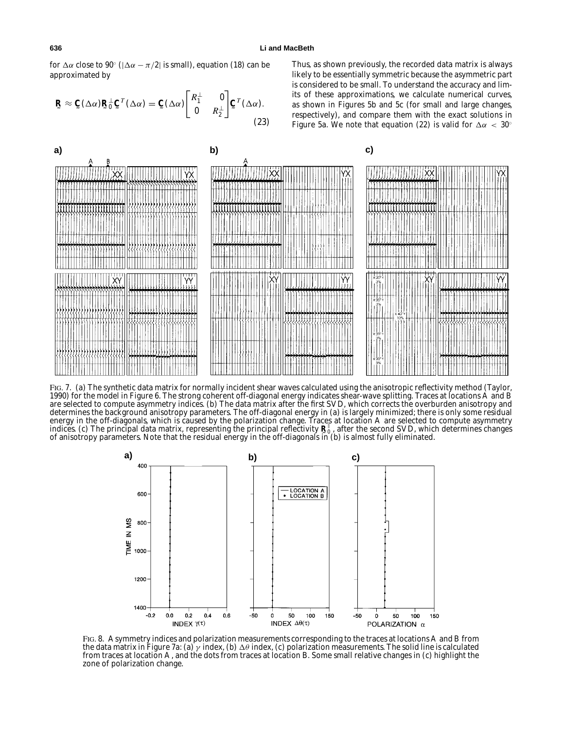for $\Delta\alpha$ close to 90° ($|\Delta\alpha - \pi/2|$ is small), equation (18) can be approximated by

$$\underset{\sim}{\mathbf{R}} \approx \underset{\sim}{\mathbf{C}}(\Delta\alpha)\underset{\sim}{\mathbf{R}}_0^{\perp}\underset{\sim}{\mathbf{C}}^T(\Delta\alpha) = \underset{\sim}{\mathbf{C}}(\Delta\alpha)\begin{bmatrix} R_1^{\perp} & 0 \\ 0 & R_2^{\perp} \end{bmatrix}\underset{\sim}{\mathbf{C}}^T(\Delta\alpha). \tag{23}$$

Thus, as shown previously, the recorded data matrix is always likely to be essentially symmetric because the asymmetric part is considered to be small. To understand the accuracy and limits of these approximations, we calculate numerical curves, as shown in Figures 5b and 5c (for small and large changes, respectively), and compare them with the exact solutions in Figure 5a. We note that equation (22) is valid for $\Delta\alpha < 30°$

FIG. 7. (a) The synthetic data matrix for normally incident shear waves calculated using the anisotropic reflectivity method (Taylor, 1990) for the model in Figure 6. The strong coherent off-diagonal energy indicates shear-wave splitting. Traces at locations A and B are selected to compute asymmetry indices. (b) The data matrix after the first SVD, which corrects the overburden anisotropy and determines the background anisotropy parameters. The off-diagonal energy in (a) is largely minimized; there is only some residual energy in the off-diagonals, which is caused by the polarization change. Traces at location A are selected to compute asymmetry indices. (c) The principal data matrix, representing the principal reflectivity $\underset{\sim}{\mathbf{R}}_0^{\parallel}$, after the second SVD, which determines changes of anisotropy parameters. Note that the residual energy in the off-diagonals in (b) is almost fully eliminated.

FIG. 8. A symmetry indices and polarization measurements corresponding to the traces at locations A and B from the data matrix in Figure 7a: (a) $\gamma$ index, (b) $\Delta\theta$ index, (c) polarization measurements. The solid line is calculated from traces at location A, and the dots from traces at location B. Some small relative changes in (c) highlight the zone of polarization change.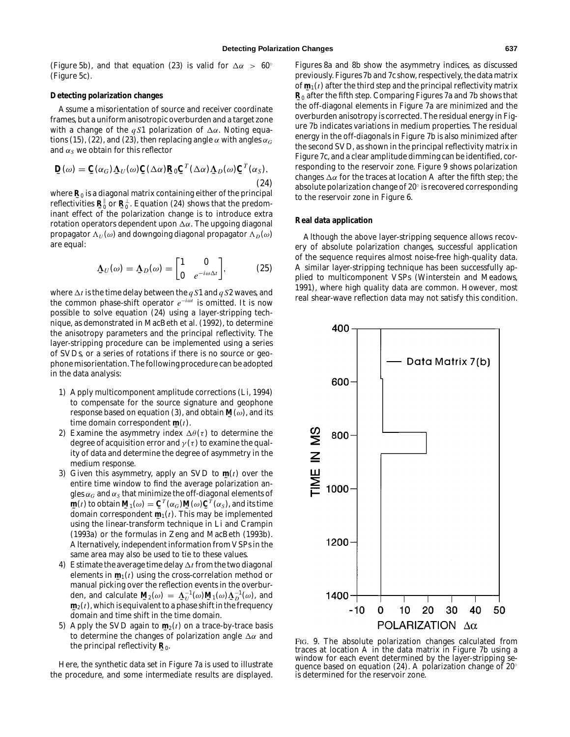(Figure 5b), and that equation (23) is valid for $\Delta\alpha > 60^\circ$ (Figure 5c).

### Detecting polarization changes

Assume a misorientation of source and receiver coordinate frames, but a uniform anisotropic overburden and a target zone with a change of the $qS1$ polarization of $\Delta\alpha$. Noting equations (15), (22), and (23), then replacing angle $\alpha$ with angles $\alpha_G$ and $\alpha_S$ we obtain for this reflector

$$\underset{\sim}{\mathbf{D}}(\omega) = \underset{\sim}{\mathbf{C}}(\alpha_G)\underset{\sim}{\mathbf{\Lambda}}_U(\omega)\underset{\sim}{\mathbf{C}}(\Delta\alpha)\underset{\sim}{\mathbf{R}}_0\underset{\sim}{\mathbf{C}}^T(\Delta\alpha)\underset{\sim}{\mathbf{\Lambda}}_D(\omega)\underset{\sim}{\mathbf{C}}^T(\alpha_S), \tag{24}$$

where $\underset{\sim}{\mathbf{R}}_0$ is a diagonal matrix containing either of the principal reflectivities $\underset{\sim}{\mathbf{R}}_0^{\parallel}$ or $\underset{\sim}{\mathbf{R}}_0^{\perp}$. Equation (24) shows that the predominant effect of the polarization change is to introduce extra rotation operators dependent upon $\Delta\alpha$. The upgoing diagonal propagator $\Lambda_U(\omega)$ and downgoing diagonal propagator $\Lambda_D(\omega)$ are equal:

$$\underset{\sim}{\mathbf{\Lambda}}_U(\omega) = \underset{\sim}{\mathbf{\Lambda}}_D(\omega) = \begin{bmatrix} 1 & 0 \\ 0 & e^{-i\omega\Delta t} \end{bmatrix}, \tag{25}$$

where $\Delta t$ is the time delay between the $qS1$ and $qS2$ waves, and the common phase-shift operator $e^{-i\omega t}$ is omitted. It is now possible to solve equation (24) using a layer-stripping technique, as demonstrated in MacBeth et al. (1992), to determine the anisotropy parameters and the principal reflectivity. The layer-stripping procedure can be implemented using a series of SVDs, or a series of rotations if there is no source or geophone misorientation. The following procedure can be adopted in the data analysis:

1) Apply multicomponent amplitude corrections (Li, 1994) to compensate for the source signature and geophone response based on equation (3), and obtain $\underset{\sim}{\mathbf{M}}(\omega)$, and its time domain correspondent $\underset{\sim}{\mathbf{m}}(t)$.
2) Examine the asymmetry index $\Delta\theta(\tau)$ to determine the degree of acquisition error and $\gamma(\tau)$ to examine the quality of data and determine the degree of asymmetry in the medium response.
3) Given this asymmetry, apply an SVD to $\underset{\sim}{\mathbf{m}}(t)$ over the entire time window to find the average polarization angles $\alpha_G$ and $\alpha_S$ that minimize the off-diagonal elements of $\underset{\sim}{\mathbf{m}}(t)$ to obtain $\underset{\sim}{\mathbf{M}}_1(\omega) = \underset{\sim}{\mathbf{C}}^T(\alpha_G)\underset{\sim}{\mathbf{M}}(\omega)\underset{\sim}{\mathbf{C}}^T(\alpha_S)$, and its time domain correspondent $\underset{\sim}{\mathbf{m}}_1(t)$. This may be implemented using the linear-transform technique in Li and Crampin (1993a) or the formulas in Zeng and MacBeth (1993b). Alternatively, independent information from VSPs in the same area may also be used to tie to these values.
4) Estimate the average time delay $\Delta t$ from the two diagonal elements in $\underset{\sim}{\mathbf{m}}_1(t)$ using the cross-correlation method or manual picking over the reflection events in the overburden, and calculate $\underset{\sim}{\mathbf{M}}_2(\omega) = \underset{\sim}{\mathbf{\Lambda}}_U^{-1}(\omega)\underset{\sim}{\mathbf{M}}_1(\omega)\underset{\sim}{\mathbf{\Lambda}}_D^{-1}(\omega)$, and $\underset{\sim}{\mathbf{m}}_2(t)$, which is equivalent to a phase shift in the frequency domain and time shift in the time domain.
5) Apply the SVD again to $\underset{\sim}{\mathbf{m}}_2(t)$ on a trace-by-trace basis to determine the changes of polarization angle $\Delta\alpha$ and the principal reflectivity $\underset{\sim}{\mathbf{R}}_0$.

Here, the synthetic data set in Figure 7a is used to illustrate the procedure, and some intermediate results are displayed. Figures 8a and 8b show the asymmetry indices, as discussed previously. Figures 7b and 7c show, respectively, the data matrix of $\underset{\sim}{\mathbf{m}}_1(t)$ after the third step and the principal reflectivity matrix $\underset{\sim}{\mathbf{R}}_0$ after the fifth step. Comparing Figures 7a and 7b shows that the off-diagonal elements in Figure 7a are minimized and the overburden anisotropy is corrected. The residual energy in Figure 7b indicates variations in medium properties. The residual energy in the off-diagonals in Figure 7b is also minimized after the second SVD, as shown in the principal reflectivity matrix in Figure 7c, and a clear amplitude dimming can be identified, corresponding to the reservoir zone. Figure 9 shows polarization changes $\Delta\alpha$ for the traces at location A after the fifth step; the absolute polarization change of 20° is recovered corresponding to the reservoir zone in Figure 6.

### Real data application

Although the above layer-stripping sequence allows recovery of absolute polarization changes, successful application of the sequence requires almost noise-free high-quality data. A similar layer-stripping technique has been successfully applied to multicomponent VSPs (Winterstein and Meadows, 1991), where high quality data are common. However, most real shear-wave reflection data may not satisfy this condition.

FIG. 9. The absolute polarization changes calculated from traces at location A in the data matrix in Figure 7b using a window for each event determined by the layer-stripping sequence based on equation (24). A polarization change of 20° is determined for the reservoir zone.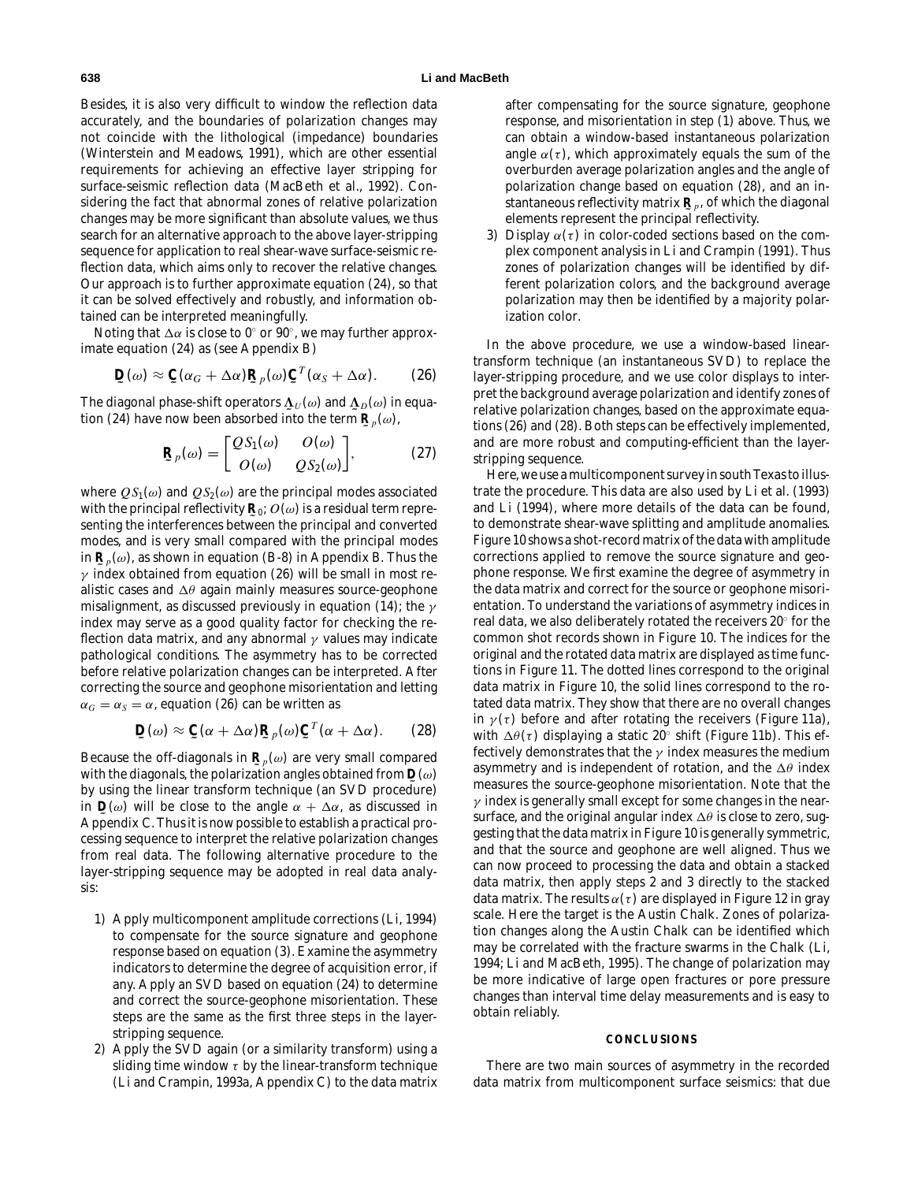Besides, it is also very difficult to window the reflection data accurately, and the boundaries of polarization changes may not coincide with the lithological (impedance) boundaries (Winterstein and Meadows, 1991), which are other essential requirements for achieving an effective layer stripping for surface-seismic reflection data (MacBeth et al., 1992). Considering the fact that abnormal zones of relative polarization changes may be more significant than absolute values, we thus search for an alternative approach to the above layer-stripping sequence for application to real shear-wave surface-seismic reflection data, which aims only to recover the relative changes. Our approach is to further approximate equation (24), so that it can be solved effectively and robustly, and information obtained can be interpreted meaningfully.

Noting that $\Delta\alpha$ is close to 0° or 90°, we may further approximate equation (24) as (see Appendix B)

$$\underset{\sim}{\mathbf{D}}(\omega) \approx \underset{\sim}{\mathbf{C}}(\alpha_G + \Delta\alpha)\underset{\sim}{\mathbf{R}}_p(\omega)\underset{\sim}{\mathbf{C}}^T(\alpha_S + \Delta\alpha). \tag{26}$$

The diagonal phase-shift operators $\underset{\sim}{\mathbf{\Lambda}}_U(\omega)$ and $\underset{\sim}{\mathbf{\Lambda}}_D(\omega)$ in equation (24) have now been absorbed into the term $\underset{\sim}{\mathbf{R}}_p(\omega)$,

$$\underset{\sim}{\mathbf{R}}_p(\omega) = \begin{bmatrix} QS_1(\omega) & O(\omega) \\ O(\omega) & QS_2(\omega) \end{bmatrix}, \tag{27}$$

where $QS_1(\omega)$ and $QS_2(\omega)$ are the principal modes associated with the principal reflectivity $\underset{\sim}{\mathbf{R}}_0$; $O(\omega)$ is a residual term representing the interferences between the principal and converted modes, and is very small compared with the principal modes in $\underset{\sim}{\mathbf{R}}_p(\omega)$, as shown in equation (B-8) in Appendix B. Thus the $\gamma$ index obtained from equation (26) will be small in most realistic cases and $\Delta\theta$ again mainly measures source-geophone misalignment, as discussed previously in equation (14); the $\gamma$ index may serve as a good quality factor for checking the reflection data matrix, and any abnormal $\gamma$ values may indicate pathological conditions. The asymmetry has to be corrected before relative polarization changes can be interpreted. After correcting the source and geophone misorientation and letting $\alpha_G = \alpha_S = \alpha$, equation (26) can be written as

$$\underset{\sim}{\mathbf{D}}(\omega) \approx \underset{\sim}{\mathbf{C}}(\alpha + \Delta\alpha)\underset{\sim}{\mathbf{R}}_p(\omega)\underset{\sim}{\mathbf{C}}^T(\alpha + \Delta\alpha). \tag{28}$$

Because the off-diagonals in $\underset{\sim}{\mathbf{R}}_p(\omega)$ are very small compared with the diagonals, the polarization angles obtained from $\underset{\sim}{\mathbf{D}}(\omega)$ by using the linear transform technique (an SVD procedure) in $\underset{\sim}{\mathbf{D}}(\omega)$ will be close to the angle $\alpha + \Delta\alpha$, as discussed in Appendix C. Thus it is now possible to establish a practical processing sequence to interpret the relative polarization changes from real data. The following alternative procedure to the layer-stripping sequence may be adopted in real data analysis:

1) Apply multicomponent amplitude corrections (Li, 1994) to compensate for the source signature and geophone response based on equation (3). Examine the asymmetry indicators to determine the degree of acquisition error, if any. Apply an SVD based on equation (24) to determine and correct the source-geophone misorientation. These steps are the same as the first three steps in the layer-stripping sequence.
2) Apply the SVD again (or a similarity transform) using a sliding time window $\tau$ by the linear-transform technique (Li and Crampin, 1993a, Appendix C) to the data matrix after compensating for the source signature, geophone response, and misorientation in step (1) above. Thus, we can obtain a window-based instantaneous polarization angle $\alpha(\tau)$, which approximately equals the sum of the overburden average polarization angles and the angle of polarization change based on equation (28), and an instantaneous reflectivity matrix $\underset{\sim}{\mathbf{R}}_p$, of which the diagonal elements represent the principal reflectivity.
3) Display $\alpha(\tau)$ in color-coded sections based on the complex component analysis in Li and Crampin (1991). Thus zones of polarization changes will be identified by different polarization colors, and the background average polarization may then be identified by a majority polarization color.

In the above procedure, we use a window-based linear-transform technique (an instantaneous SVD) to replace the layer-stripping procedure, and we use color displays to interpret the background average polarization and identify zones of relative polarization changes, based on the approximate equations (26) and (28). Both steps can be effectively implemented, and are more robust and computing-efficient than the layer-stripping sequence.

Here, we use a multicomponent survey in south Texas to illustrate the procedure. This data are also used by Li et al. (1993) and Li (1994), where more details of the data can be found, to demonstrate shear-wave splitting and amplitude anomalies. Figure 10 shows a shot-record matrix of the data with amplitude corrections applied to remove the source signature and geophone response. We first examine the degree of asymmetry in the data matrix and correct for the source or geophone misorientation. To understand the variations of asymmetry indices in real data, we also deliberately rotated the receivers 20° for the common shot records shown in Figure 10. The indices for the original and the rotated data matrix are displayed as time functions in Figure 11. The dotted lines correspond to the original data matrix in Figure 10, the solid lines correspond to the rotated data matrix. They show that there are no overall changes in $\gamma(\tau)$ before and after rotating the receivers (Figure 11a), with $\Delta\theta(\tau)$ displaying a static 20° shift (Figure 11b). This effectively demonstrates that the $\gamma$ index measures the medium asymmetry and is independent of rotation, and the $\Delta\theta$ index measures the source-geophone misorientation. Note that the $\gamma$ index is generally small except for some changes in the near-surface, and the original angular index $\Delta\theta$ is close to zero, suggesting that the data matrix in Figure 10 is generally symmetric, and that the source and geophone are well aligned. Thus we can now proceed to processing the data and obtain a stacked data matrix, then apply steps 2 and 3 directly to the stacked data matrix. The results $\alpha(\tau)$ are displayed in Figure 12 in gray scale. Here the target is the Austin Chalk. Zones of polarization changes along the Austin Chalk can be identified which may be correlated with the fracture swarms in the Chalk (Li, 1994; Li and MacBeth, 1995). The change of polarization may be more indicative of large open fractures or pore pressure changes than interval time delay measurements and is easy to obtain reliably.

## CONCLUSIONS

There are two main sources of asymmetry in the recorded data matrix from multicomponent surface seismics: that due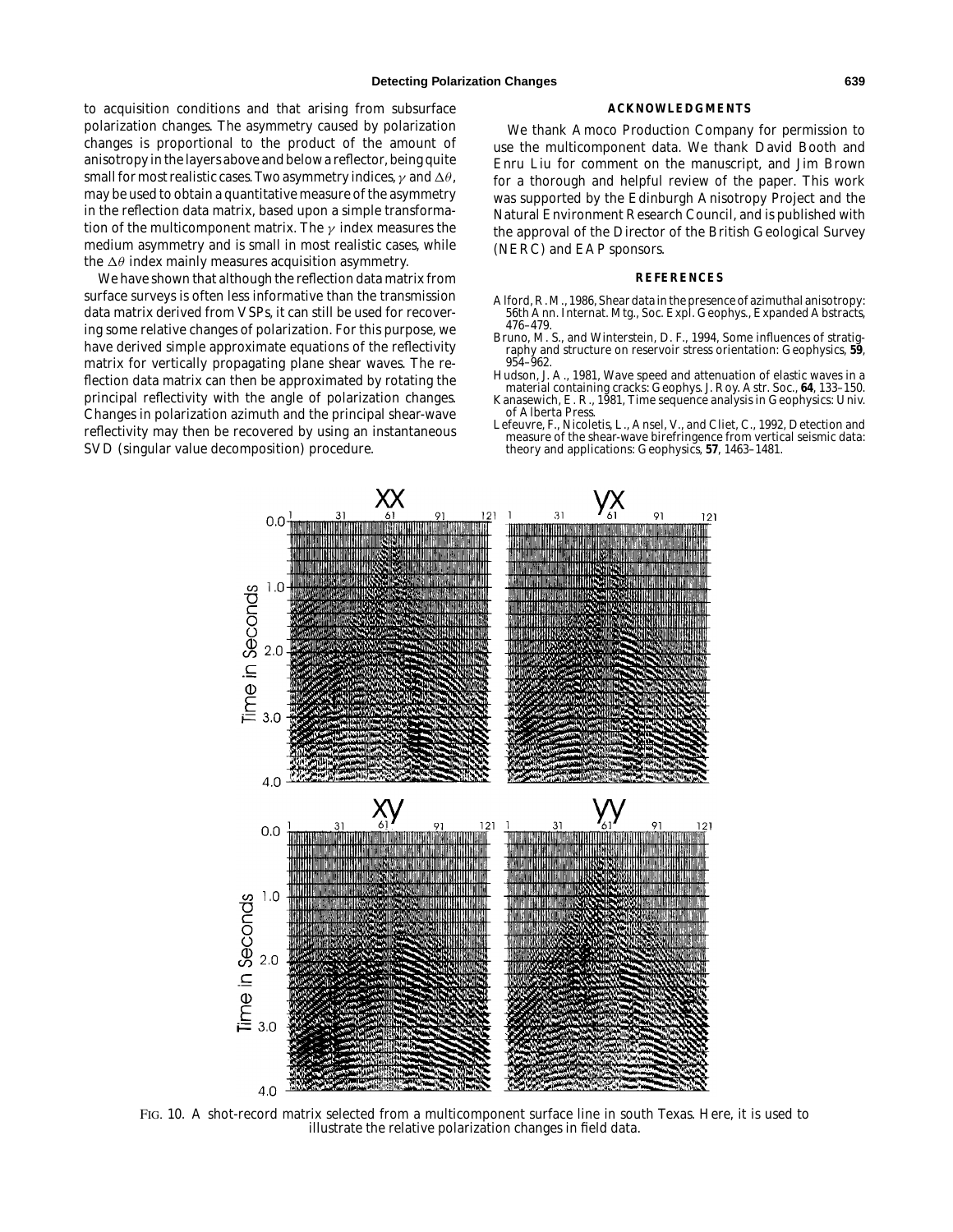to acquisition conditions and that arising from subsurface polarization changes. The asymmetry caused by polarization changes is proportional to the product of the amount of anisotropy in the layers above and below a reflector, being quite small for most realistic cases. Two asymmetry indices, $\gamma$ and $\Delta\theta$, may be used to obtain a quantitative measure of the asymmetry in the reflection data matrix, based upon a simple transformation of the multicomponent matrix. The $\gamma$ index measures the medium asymmetry and is small in most realistic cases, while the $\Delta\theta$ index mainly measures acquisition asymmetry.

We have shown that although the reflection data matrix from surface surveys is often less informative than the transmission data matrix derived from VSPs, it can still be used for recovering some relative changes of polarization. For this purpose, we have derived simple approximate equations of the reflectivity matrix for vertically propagating plane shear waves. The reflection data matrix can then be approximated by rotating the principal reflectivity with the angle of polarization changes. Changes in polarization azimuth and the principal shear-wave reflectivity may then be recovered by using an instantaneous SVD (singular value decomposition) procedure.

## ACKNOWLEDGMENTS

We thank Amoco Production Company for permission to use the multicomponent data. We thank David Booth and Enru Liu for comment on the manuscript, and Jim Brown for a thorough and helpful review of the paper. This work was supported by the Edinburgh Anisotropy Project and the Natural Environment Research Council, and is published with the approval of the Director of the British Geological Survey (NERC) and EAP sponsors.

## REFERENCES

Alford, R. M., 1986, Shear data in the presence of azimuthal anisotropy: 56th Ann. Internat. Mtg., Soc. Expl. Geophys., Expanded Abstracts, 476–479.

Bruno, M. S., and Winterstein, D. F., 1994, Some influences of stratigraphy and structure on reservoir stress orientation: Geophysics, **59**, 954–962.

Hudson, J. A., 1981, Wave speed and attenuation of elastic waves in a material containing cracks: Geophys. J. Roy. Astr. Soc., **64**, 133–150.

Kanasewich, E. R., 1981, Time sequence analysis in Geophysics: Univ. of Alberta Press.

Lefeuvre, F., Nicoletis, L., Ansel, V., and Cliet, C., 1992, Detection and measure of the shear-wave birefringence from vertical seismic data: theory and applications: Geophysics, **57**, 1463–1481.

FIG. 10. A shot-record matrix selected from a multicomponent surface line in south Texas. Here, it is used to illustrate the relative polarization changes in field data.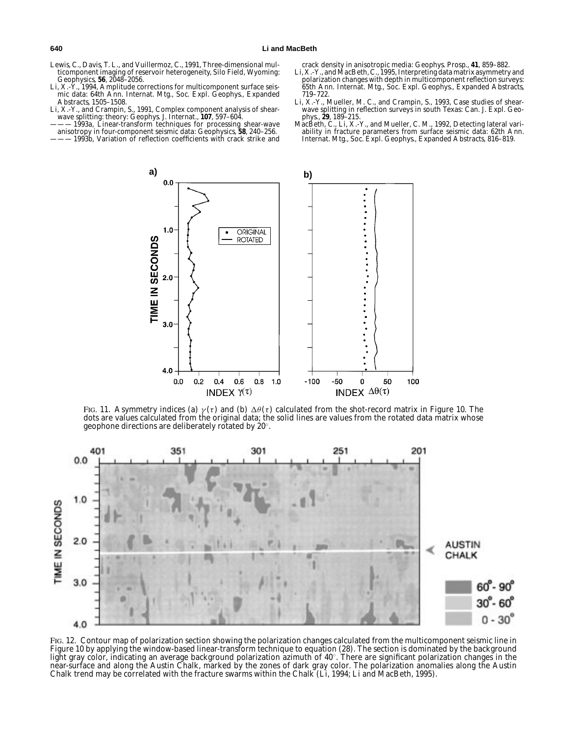Lewis, C., Davis, T. L., and Vuillermoz, C., 1991, Three-dimensional multicomponent imaging of reservoir heterogeneity, Silo Field, Wyoming: Geophysics, **56**, 2048–2056.

Li, X.-Y., 1994, Amplitude corrections for multicomponent surface seismic data: 64th Ann. Internat. Mtg., Soc. Expl. Geophys., Expanded Abstracts, 1505–1508.

Li, X.-Y., and Crampin, S., 1991, Complex component analysis of shear-wave splitting: theory: Geophys. J. Internat., **107**, 597–604.

——— 1993a, Linear-transform techniques for processing shear-wave anisotropy in four-component seismic data: Geophysics, **58**, 240–256.

——— 1993b, Variation of reflection coefficients with crack strike and crack density in anisotropic media: Geophys. Prosp., **41**, 859–882.

Li, X.-Y., and MacBeth, C., 1995, Interpreting data matrix asymmetry and polarization changes with depth in multicomponent reflection surveys: 65th Ann. Internat. Mtg., Soc. Expl. Geophys., Expanded Abstracts, 719–722.

Li, X.-Y., Mueller, M. C., and Crampin, S., 1993, Case studies of shear-wave splitting in reflection surveys in south Texas: Can. J. Expl. Geophys., **29**, 189–215.

MacBeth, C., Li, X.-Y., and Mueller, C. M., 1992, Detecting lateral variability in fracture parameters from surface seismic data: 62th Ann. Internat. Mtg., Soc. Expl. Geophys., Expanded Abstracts, 816–819.

FIG. 11. Asymmetry indices (a) $\gamma(\tau)$ and (b) $\Delta\theta(\tau)$ calculated from the shot-record matrix in Figure 10. The dots are values calculated from the original data; the solid lines are values from the rotated data matrix whose geophone directions are deliberately rotated by 20°.

FIG. 12. Contour map of polarization section showing the polarization changes calculated from the multicomponent seismic line in Figure 10 by applying the window-based linear-transform technique to equation (28). The section is dominated by the background light gray color, indicating an average background polarization azimuth of 40°. There are significant polarization changes in the near-surface and along the Austin Chalk, marked by the zones of dark gray color. The polarization anomalies along the Austin Chalk trend may be correlated with the fracture swarms within the Chalk (Li, 1994; Li and MacBeth, 1995).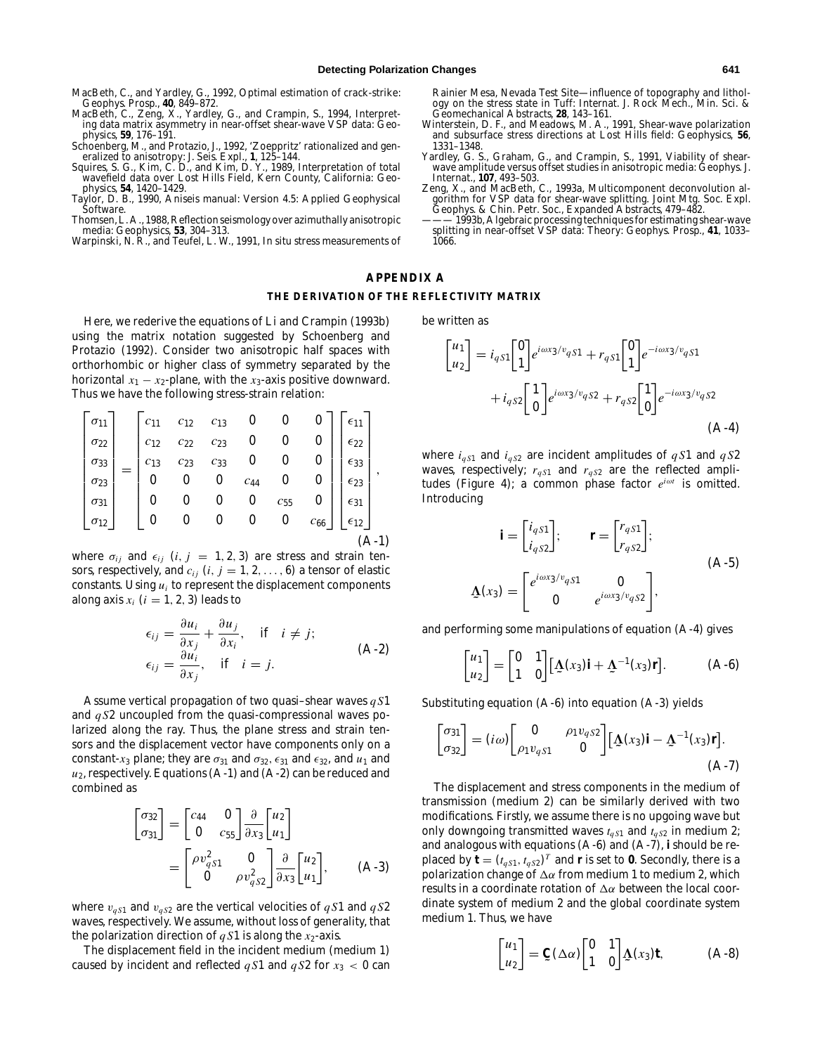MacBeth, C., and Yardley, G., 1992, Optimal estimation of crack-strike: Geophys. Prosp., **40**, 849–872.

MacBeth, C., Zeng, X., Yardley, G., and Crampin, S., 1994, Interpreting data matrix asymmetry in near-offset shear-wave VSP data: Geophysics, **59**, 176–191.

Schoenberg, M., and Protazio, J., 1992, 'Zoeppritz' rationalized and generalized to anisotropy: J. Seis. Expl., **1**, 125–144.

Squires, S. G., Kim, C. D., and Kim, D. Y., 1989, Interpretation of total wavefield data over Lost Hills Field, Kern County, California: Geophysics, **54**, 1420–1429.

Taylor, D. B., 1990, Aniseis manual: Version 4.5: Applied Geophysical Software.

Thomsen, L. A., 1988, Reflection seismology over azimuthally anisotropic media: Geophysics, **53**, 304–313.

Warpinski, N. R., and Teufel, L. W., 1991, In situ stress measurements of Rainier Mesa, Nevada Test Site—influence of topography and lithology on the stress state in Tuff: Internat. J. Rock Mech., Min. Sci. & Geomechanical Abstracts, **28**, 143–161.

Winterstein, D. F., and Meadows, M. A., 1991, Shear-wave polarization and subsurface stress directions at Lost Hills field: Geophysics, **56**, 1331–1348.

Yardley, G. S., Graham, G., and Crampin, S., 1991, Viability of shear-wave amplitude versus offset studies in anisotropic media: Geophys. J. Internat., **107**, 493–503.

Zeng, X., and MacBeth, C., 1993a, Multicomponent deconvolution algorithm for VSP data for shear-wave splitting. Joint Mtg. Soc. Expl. Geophys. & Chin. Petr. Soc., Expanded Abstracts, 479–482.

——— 1993b, Algebraic processing techniques for estimating shear-wave splitting in near-offset VSP data: Theory: Geophys. Prosp., **41**, 1033–1066.

## APPENDIX A

### THE DERIVATION OF THE REFLECTIVITY MATRIX

Here, we rederive the equations of Li and Crampin (1993b) using the matrix notation suggested by Schoenberg and Protazio (1992). Consider two anisotropic half spaces with orthorhombic or higher class of symmetry separated by the horizontal $x_1 - x_2$-plane, with the $x_3$-axis positive downward. Thus we have the following stress-strain relation:

$$\begin{bmatrix} \sigma_{11} \\ \sigma_{22} \\ \sigma_{33} \\ \sigma_{23} \\ \sigma_{31} \\ \sigma_{12} \end{bmatrix} = \begin{bmatrix} c_{11} & c_{12} & c_{13} & 0 & 0 & 0 \\ c_{12} & c_{22} & c_{23} & 0 & 0 & 0 \\ c_{13} & c_{23} & c_{33} & 0 & 0 & 0 \\ 0 & 0 & 0 & c_{44} & 0 & 0 \\ 0 & 0 & 0 & 0 & c_{55} & 0 \\ 0 & 0 & 0 & 0 & 0 & c_{66} \end{bmatrix} \begin{bmatrix} \epsilon_{11} \\ \epsilon_{22} \\ \epsilon_{33} \\ \epsilon_{23} \\ \epsilon_{31} \\ \epsilon_{12} \end{bmatrix}, \tag{A-1}$$

where $\sigma_{ij}$ and $\epsilon_{ij}$ $(i, j = 1, 2, 3)$ are stress and strain tensors, respectively, and $c_{ij}$ $(i, j = 1, 2, \ldots, 6)$ a tensor of elastic constants. Using $u_i$ to represent the displacement components along axis $x_i$ $(i = 1, 2, 3)$ leads to

$$\begin{aligned} \epsilon_{ij} &= \frac{\partial u_i}{\partial x_j} + \frac{\partial u_j}{\partial x_i}, \quad \text{if} \quad i \neq j; \\ \epsilon_{ij} &= \frac{\partial u_i}{\partial x_j}, \quad \text{if} \quad i = j. \end{aligned} \tag{A-2}$$

Assume vertical propagation of two quasi–shear waves $qS1$ and $qS2$ uncoupled from the quasi-compressional waves polarized along the ray. Thus, the plane stress and strain tensors and the displacement vector have components only on a constant-$x_3$ plane; they are $\sigma_{31}$ and $\sigma_{32}$, $\epsilon_{31}$ and $\epsilon_{32}$, and $u_1$ and $u_2$, respectively. Equations (A-1) and (A-2) can be reduced and combined as

$$\begin{bmatrix} \sigma_{32} \\ \sigma_{31} \end{bmatrix} = \begin{bmatrix} c_{44} & 0 \\ 0 & c_{55} \end{bmatrix} \frac{\partial}{\partial x_3} \begin{bmatrix} u_2 \\ u_1 \end{bmatrix} = \begin{bmatrix} \rho v_{qS1}^2 & 0 \\ 0 & \rho v_{qS2}^2 \end{bmatrix} \frac{\partial}{\partial x_3} \begin{bmatrix} u_2 \\ u_1 \end{bmatrix}, \tag{A-3}$$

where $v_{qS1}$ and $v_{qS2}$ are the vertical velocities of $qS1$ and $qS2$ waves, respectively. We assume, without loss of generality, that the polarization direction of $qS1$ is along the $x_2$-axis.

The displacement field in the incident medium (medium 1) caused by incident and reflected $qS1$ and $qS2$ for $x_3 < 0$ can be written as

$$\begin{bmatrix} u_1 \\ u_2 \end{bmatrix} = i_{qS1} \begin{bmatrix} 0 \\ 1 \end{bmatrix} e^{i\omega x_3/v_{qS1}} + r_{qS1} \begin{bmatrix} 0 \\ 1 \end{bmatrix} e^{-i\omega x_3/v_{qS1}} + i_{qS2} \begin{bmatrix} 1 \\ 0 \end{bmatrix} e^{i\omega x_3/v_{qS2}} + r_{qS2} \begin{bmatrix} 1 \\ 0 \end{bmatrix} e^{-i\omega x_3/v_{qS2}} \tag{A-4}$$

where $i_{qS1}$ and $i_{qS2}$ are incident amplitudes of $qS1$ and $qS2$ waves, respectively; $r_{qS1}$ and $r_{qS2}$ are the reflected amplitudes (Figure 4); a common phase factor $e^{i\omega t}$ is omitted. Introducing

$$\mathbf{i} = \begin{bmatrix} i_{qS1} \\ i_{qS2} \end{bmatrix}; \qquad \mathbf{r} = \begin{bmatrix} r_{qS1} \\ r_{qS2} \end{bmatrix}; \qquad \underset{\sim}{\Lambda}(x_3) = \begin{bmatrix} e^{i\omega x_3/v_{qS1}} & 0 \\ 0 & e^{i\omega x_3/v_{qS2}} \end{bmatrix}, \tag{A-5}$$

and performing some manipulations of equation (A-4) gives

$$\begin{bmatrix} u_1 \\ u_2 \end{bmatrix} = \begin{bmatrix} 0 & 1 \\ 1 & 0 \end{bmatrix} \left[ \underset{\sim}{\Lambda}(x_3)\mathbf{i} + \underset{\sim}{\Lambda}^{-1}(x_3)\mathbf{r} \right]. \tag{A-6}$$

Substituting equation (A-6) into equation (A-3) yields

$$\begin{bmatrix} \sigma_{31} \\ \sigma_{32} \end{bmatrix} = (i\omega) \begin{bmatrix} 0 & \rho_1 v_{qS2} \\ \rho_1 v_{qS1} & 0 \end{bmatrix} \left[ \underset{\sim}{\Lambda}(x_3)\mathbf{i} - \underset{\sim}{\Lambda}^{-1}(x_3)\mathbf{r} \right]. \tag{A-7}$$

The displacement and stress components in the medium of transmission (medium 2) can be similarly derived with two modifications. Firstly, we assume there is no upgoing wave but only downgoing transmitted waves $t_{qS1}$ and $t_{qS2}$ in medium 2; and analogous with equations (A-6) and (A-7), $\mathbf{i}$ should be replaced by $\mathbf{t} = (t_{qS1}, t_{qS2})^T$ and $\mathbf{r}$ is set to $\mathbf{0}$. Secondly, there is a polarization change of $\Delta\alpha$ from medium 1 to medium 2, which results in a coordinate rotation of $\Delta\alpha$ between the local coordinate system of medium 2 and the global coordinate system medium 1. Thus, we have

$$\begin{bmatrix} u_1 \\ u_2 \end{bmatrix} = \underset{\sim}{\mathbf{C}}(\Delta\alpha) \begin{bmatrix} 0 & 1 \\ 1 & 0 \end{bmatrix} \underset{\sim}{\Lambda}(x_3)\mathbf{t}, \tag{A-8}$$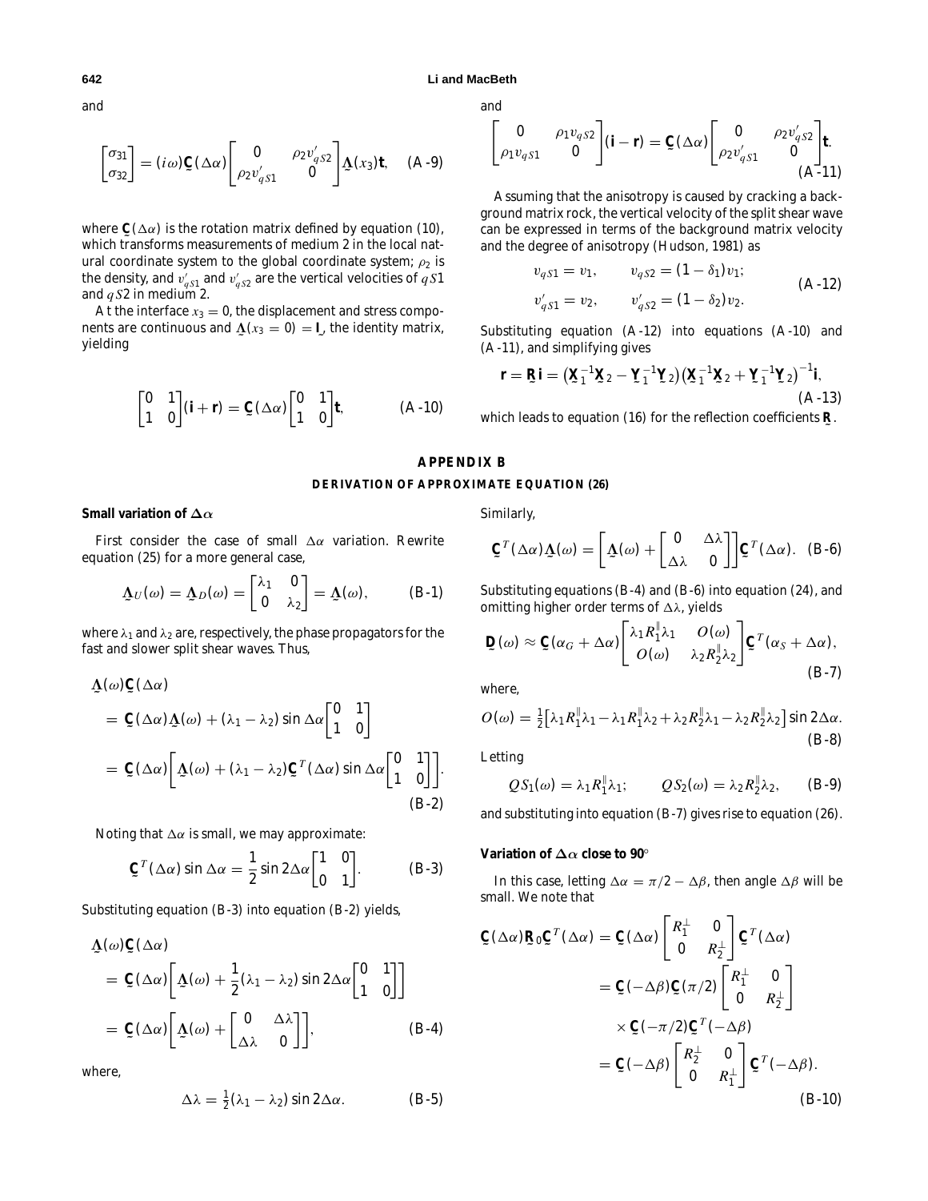and

$$\begin{bmatrix} \sigma_{31} \\ \sigma_{32} \end{bmatrix} = (i\omega)\underset{\sim}{\mathbf{C}}(\Delta\alpha)\begin{bmatrix} 0 & \rho_2 v'_{qS2} \\ \rho_2 v'_{qS1} & 0 \end{bmatrix}\underset{\sim}{\mathbf{\Lambda}}(x_3)\mathbf{t}, \quad \text{(A-9)}$$

where $\underset{\sim}{\mathbf{C}}(\Delta\alpha)$ is the rotation matrix defined by equation (10), which transforms measurements of medium 2 in the local natural coordinate system to the global coordinate system; $\rho_2$ is the density, and $v'_{qS1}$ and $v'_{qS2}$ are the vertical velocities of $qS1$ and $qS2$ in medium 2.

At the interface $x_3 = 0$, the displacement and stress components are continuous and $\underset{\sim}{\mathbf{\Lambda}}(x_3 = 0) = \underset{\sim}{\mathbf{I}}$, the identity matrix, yielding

$$\begin{bmatrix} 0 & 1 \\ 1 & 0 \end{bmatrix}(\mathbf{i} + \mathbf{r}) = \underset{\sim}{\mathbf{C}}(\Delta\alpha)\begin{bmatrix} 0 & 1 \\ 1 & 0 \end{bmatrix}\mathbf{t}, \quad \text{(A-10)}$$

and

$$\begin{bmatrix} 0 & \rho_1 v_{qS2} \\ \rho_1 v_{qS1} & 0 \end{bmatrix}(\mathbf{i} - \mathbf{r}) = \underset{\sim}{\mathbf{C}}(\Delta\alpha)\begin{bmatrix} 0 & \rho_2 v'_{qS2} \\ \rho_2 v'_{qS1} & 0 \end{bmatrix}\mathbf{t}. \quad \text{(A-11)}$$

Assuming that the anisotropy is caused by cracking a background matrix rock, the vertical velocity of the split shear wave can be expressed in terms of the background matrix velocity and the degree of anisotropy (Hudson, 1981) as

$$\begin{aligned} v_{qS1} &= v_1, \qquad v_{qS2} = (1 - \delta_1)v_1; \\ v'_{qS1} &= v_2, \qquad v'_{qS2} = (1 - \delta_2)v_2. \end{aligned} \quad \text{(A-12)}$$

Substituting equation (A-12) into equations (A-10) and (A-11), and simplifying gives

$$\mathbf{r} = \underset{\sim}{\mathbf{R}}\,\mathbf{i} = \left(\underset{\sim}{\mathbf{X}}_1^{-1}\underset{\sim}{\mathbf{X}}_2 - \underset{\sim}{\mathbf{Y}}_1^{-1}\underset{\sim}{\mathbf{Y}}_2\right)\left(\underset{\sim}{\mathbf{X}}_1^{-1}\underset{\sim}{\mathbf{X}}_2 + \underset{\sim}{\mathbf{Y}}_1^{-1}\underset{\sim}{\mathbf{Y}}_2\right)^{-1}\mathbf{i}, \quad \text{(A-13)}$$

which leads to equation (16) for the reflection coefficients $\underset{\sim}{\mathbf{R}}$.

## APPENDIX B

### DERIVATION OF APPROXIMATE EQUATION (26)

**Small variation of $\Delta\alpha$**

First consider the case of small $\Delta\alpha$ variation. Rewrite equation (25) for a more general case,

$$\underset{\sim}{\mathbf{\Lambda}}_U(\omega) = \underset{\sim}{\mathbf{\Lambda}}_D(\omega) = \begin{bmatrix} \lambda_1 & 0 \\ 0 & \lambda_2 \end{bmatrix} = \underset{\sim}{\mathbf{\Lambda}}(\omega), \quad \text{(B-1)}$$

where $\lambda_1$ and $\lambda_2$ are, respectively, the phase propagators for the fast and slower split shear waves. Thus,

$$\begin{aligned} &\underset{\sim}{\mathbf{\Lambda}}(\omega)\underset{\sim}{\mathbf{C}}(\Delta\alpha) \\ &= \underset{\sim}{\mathbf{C}}(\Delta\alpha)\underset{\sim}{\mathbf{\Lambda}}(\omega) + (\lambda_1 - \lambda_2)\sin\Delta\alpha\begin{bmatrix} 0 & 1 \\ 1 & 0 \end{bmatrix} \\ &= \underset{\sim}{\mathbf{C}}(\Delta\alpha)\left[\underset{\sim}{\mathbf{\Lambda}}(\omega) + (\lambda_1 - \lambda_2)\underset{\sim}{\mathbf{C}}^T(\Delta\alpha)\sin\Delta\alpha\begin{bmatrix} 0 & 1 \\ 1 & 0 \end{bmatrix}\right]. \end{aligned} \quad \text{(B-2)}$$

Noting that $\Delta\alpha$ is small, we may approximate:

$$\underset{\sim}{\mathbf{C}}^T(\Delta\alpha)\sin\Delta\alpha = \frac{1}{2}\sin 2\Delta\alpha\begin{bmatrix} 1 & 0 \\ 0 & 1 \end{bmatrix}. \quad \text{(B-3)}$$

Substituting equation (B-3) into equation (B-2) yields,

$$\begin{aligned} &\underset{\sim}{\mathbf{\Lambda}}(\omega)\underset{\sim}{\mathbf{C}}(\Delta\alpha) \\ &= \underset{\sim}{\mathbf{C}}(\Delta\alpha)\left[\underset{\sim}{\mathbf{\Lambda}}(\omega) + \frac{1}{2}(\lambda_1 - \lambda_2)\sin 2\Delta\alpha\begin{bmatrix} 0 & 1 \\ 1 & 0 \end{bmatrix}\right] \\ &= \underset{\sim}{\mathbf{C}}(\Delta\alpha)\left[\underset{\sim}{\mathbf{\Lambda}}(\omega) + \begin{bmatrix} 0 & \Delta\lambda \\ \Delta\lambda & 0 \end{bmatrix}\right], \end{aligned} \quad \text{(B-4)}$$

where,

$$\Delta\lambda = \tfrac{1}{2}(\lambda_1 - \lambda_2)\sin 2\Delta\alpha. \quad \text{(B-5)}$$

Similarly,

$$\underset{\sim}{\mathbf{C}}^T(\Delta\alpha)\underset{\sim}{\mathbf{\Lambda}}(\omega) = \left[\underset{\sim}{\mathbf{\Lambda}}(\omega) + \begin{bmatrix} 0 & \Delta\lambda \\ \Delta\lambda & 0 \end{bmatrix}\right]\underset{\sim}{\mathbf{C}}^T(\Delta\alpha). \quad \text{(B-6)}$$

Substituting equations (B-4) and (B-6) into equation (24), and omitting higher order terms of $\Delta\lambda$, yields

$$\underset{\sim}{\mathbf{D}}(\omega) \approx \underset{\sim}{\mathbf{C}}(\alpha_G + \Delta\alpha)\begin{bmatrix} \lambda_1 R_1^{\parallel}\lambda_1 & O(\omega) \\ O(\omega) & \lambda_2 R_2^{\parallel}\lambda_2 \end{bmatrix}\underset{\sim}{\mathbf{C}}^T(\alpha_S + \Delta\alpha), \quad \text{(B-7)}$$

where,

$$O(\omega) = \tfrac{1}{2}\left[\lambda_1 R_1^{\parallel}\lambda_1 - \lambda_1 R_1^{\parallel}\lambda_2 + \lambda_2 R_2^{\parallel}\lambda_1 - \lambda_2 R_2^{\parallel}\lambda_2\right]\sin 2\Delta\alpha. \quad \text{(B-8)}$$

Letting

$$QS_1(\omega) = \lambda_1 R_1^{\parallel}\lambda_1; \qquad QS_2(\omega) = \lambda_2 R_2^{\parallel}\lambda_2, \quad \text{(B-9)}$$

and substituting into equation (B-7) gives rise to equation (26).

**Variation of $\Delta\alpha$ close to 90°**

In this case, letting $\Delta\alpha = \pi/2 - \Delta\beta$, then angle $\Delta\beta$ will be small. We note that

$$\begin{aligned} \underset{\sim}{\mathbf{C}}(\Delta\alpha)\underset{\sim}{\mathbf{R}}_0\underset{\sim}{\mathbf{C}}^T(\Delta\alpha) &= \underset{\sim}{\mathbf{C}}(\Delta\alpha)\begin{bmatrix} R_1^{\perp} & 0 \\ 0 & R_2^{\perp} \end{bmatrix}\underset{\sim}{\mathbf{C}}^T(\Delta\alpha) \\ &= \underset{\sim}{\mathbf{C}}(-\Delta\beta)\underset{\sim}{\mathbf{C}}(\pi/2)\begin{bmatrix} R_1^{\perp} & 0 \\ 0 & R_2^{\perp} \end{bmatrix} \\ &\quad\times \underset{\sim}{\mathbf{C}}(-\pi/2)\underset{\sim}{\mathbf{C}}^T(-\Delta\beta) \\ &= \underset{\sim}{\mathbf{C}}(-\Delta\beta)\begin{bmatrix} R_2^{\perp} & 0 \\ 0 & R_1^{\perp} \end{bmatrix}\underset{\sim}{\mathbf{C}}^T(-\Delta\beta). \end{aligned} \quad \text{(B-10)}$$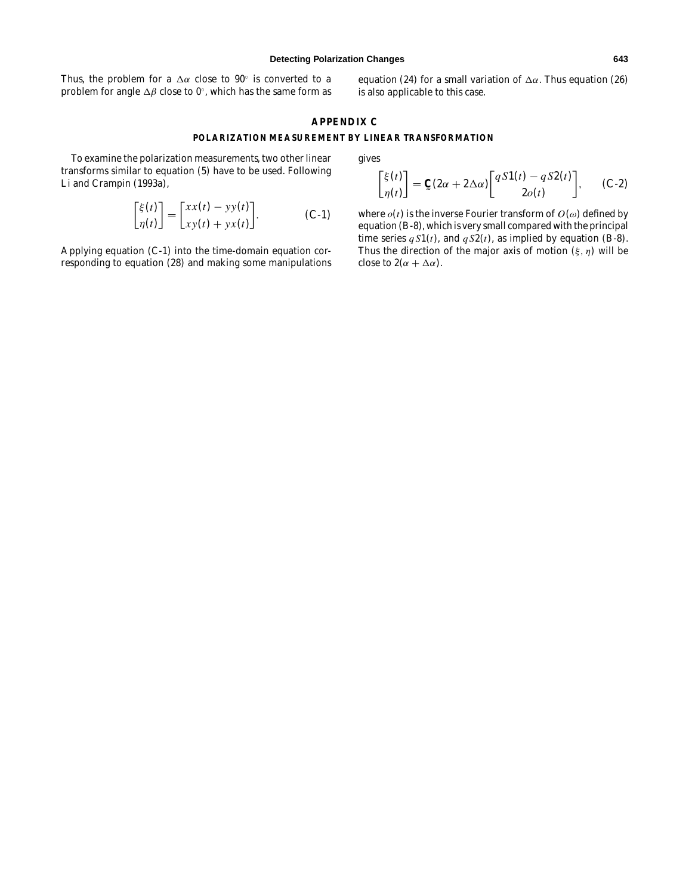Thus, the problem for a $\Delta\alpha$ close to 90° is converted to a problem for angle $\Delta\beta$ close to 0°, which has the same form as equation (24) for a small variation of $\Delta\alpha$. Thus equation (26) is also applicable to this case.

## APPENDIX C

### POLARIZATION MEASUREMENT BY LINEAR TRANSFORMATION

To examine the polarization measurements, two other linear transforms similar to equation (5) have to be used. Following Li and Crampin (1993a),

$$\begin{bmatrix} \xi(t) \\ \eta(t) \end{bmatrix} = \begin{bmatrix} xx(t) - yy(t) \\ xy(t) + yx(t) \end{bmatrix}. \tag{C-1}$$

Applying equation (C-1) into the time-domain equation corresponding to equation (28) and making some manipulations gives

$$\begin{bmatrix} \xi(t) \\ \eta(t) \end{bmatrix} = \underset{\sim}{\mathbf{C}}(2\alpha + 2\Delta\alpha) \begin{bmatrix} qS1(t) - qS2(t) \\ 2o(t) \end{bmatrix}, \tag{C-2}$$

where $o(t)$ is the inverse Fourier transform of $O(\omega)$ defined by equation (B-8), which is very small compared with the principal time series $qS1(t)$, and $qS2(t)$, as implied by equation (B-8). Thus the direction of the major axis of motion $(\xi, \eta)$ will be close to $2(\alpha + \Delta\alpha)$.